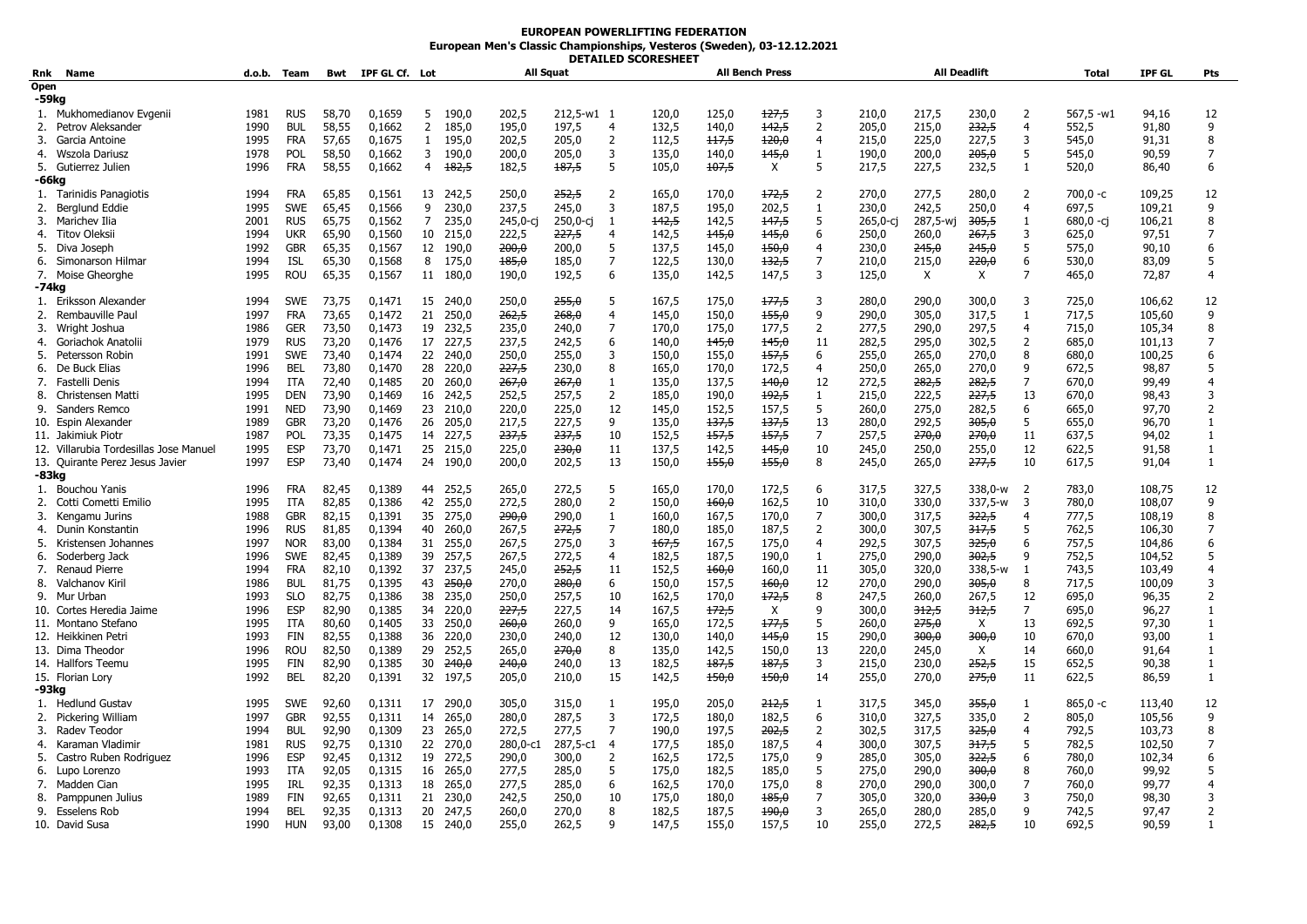**EUROPEAN POWERLIFTING FEDERATION**

**European Men's Classic Championships, Vesteros (Sweden), 03-12.12.2021**

**DETAILED SCORESHEET**

| Rnk | Name | d.o.b. | Team | Bwt | IPF GL Cf. | Lot | All Squat | | | | All Bench Press | | | | All Deadlift | | | | Total | IPF GL | Pts |
|---|---|---|---|---|---|---|---|---|---|---|---|---|---|---|---|---|---|---|---|---|---|
| **Open** | | | | | | | | | | | | | | | | | | | | | |
| **-59kg** | | | | | | | | | | | | | | | | | | | | | |
| 1. | Mukhomedianov Evgenii | 1981 | RUS | 58,70 | 0,1659 | 5 | 190,0 | 202,5 | 212,5-w1 | 1 | 120,0 | 125,0 | ~~127,5~~ | 3 | 210,0 | 217,5 | 230,0 | 2 | 567,5 -w1 | 94,16 | 12 |
| 2. | Petrov Aleksander | 1990 | BUL | 58,55 | 0,1662 | 2 | 185,0 | 195,0 | 197,5 | 4 | 132,5 | 140,0 | ~~142,5~~ | 2 | 205,0 | 215,0 | ~~232,5~~ | 4 | 552,5 | 91,80 | 9 |
| 3. | Garcia Antoine | 1995 | FRA | 57,65 | 0,1675 | 1 | 195,0 | 202,5 | 205,0 | 2 | 112,5 | ~~117,5~~ | ~~120,0~~ | 4 | 215,0 | 225,0 | 227,5 | 3 | 545,0 | 91,31 | 8 |
| 4. | Wszola Dariusz | 1978 | POL | 58,50 | 0,1662 | 3 | 190,0 | 200,0 | 205,0 | 3 | 135,0 | 140,0 | ~~145,0~~ | 1 | 190,0 | 200,0 | ~~205,0~~ | 5 | 545,0 | 90,59 | 7 |
| 5. | Gutierrez Julien | 1996 | FRA | 58,55 | 0,1662 | 4 | ~~182,5~~ | 182,5 | ~~187,5~~ | 5 | 105,0 | ~~107,5~~ | X | 5 | 217,5 | 227,5 | 232,5 | 1 | 520,0 | 86,40 | 6 |
| **-66kg** | | | | | | | | | | | | | | | | | | | | | |
| 1. | Tarinidis Panagiotis | 1994 | FRA | 65,85 | 0,1561 | 13 | 242,5 | 250,0 | ~~252,5~~ | 2 | 165,0 | 170,0 | ~~172,5~~ | 2 | 270,0 | 277,5 | 280,0 | 2 | 700,0 -c | 109,25 | 12 |
| 2. | Berglund Eddie | 1995 | SWE | 65,45 | 0,1566 | 9 | 230,0 | 237,5 | 245,0 | 3 | 187,5 | 195,0 | 202,5 | 1 | 230,0 | 242,5 | 250,0 | 4 | 697,5 | 109,21 | 9 |
| 3. | Marichev Ilia | 2001 | RUS | 65,75 | 0,1562 | 7 | 235,0 | 245,0-cj | 250,0-cj | 1 | ~~142,5~~ | 142,5 | ~~147,5~~ | 5 | 265,0-cj | 287,5-wj | ~~305,5~~ | 1 | 680,0 -cj | 106,21 | 8 |
| 4. | Titov Oleksii | 1994 | UKR | 65,90 | 0,1560 | 10 | 215,0 | 222,5 | ~~227,5~~ | 4 | 142,5 | ~~145,0~~ | ~~145,0~~ | 6 | 250,0 | 260,0 | ~~267,5~~ | 3 | 625,0 | 97,51 | 7 |
| 5. | Diva Joseph | 1992 | GBR | 65,35 | 0,1567 | 12 | 190,0 | ~~200,0~~ | 200,0 | 5 | 137,5 | 145,0 | ~~150,0~~ | 4 | 230,0 | ~~245,0~~ | ~~245,0~~ | 5 | 575,0 | 90,10 | 6 |
| 6. | Simonarson Hilmar | 1994 | ISL | 65,30 | 0,1568 | 8 | 175,0 | ~~185,0~~ | 185,0 | 7 | 122,5 | 130,0 | ~~132,5~~ | 7 | 210,0 | 215,0 | ~~220,0~~ | 6 | 530,0 | 83,09 | 5 |
| 7. | Moise Gheorghe | 1995 | ROU | 65,35 | 0,1567 | 11 | 180,0 | 190,0 | 192,5 | 6 | 135,0 | 142,5 | 147,5 | 3 | 125,0 | X | X | 7 | 465,0 | 72,87 | 4 |
| **-74kg** | | | | | | | | | | | | | | | | | | | | | |
| 1. | Eriksson Alexander | 1994 | SWE | 73,75 | 0,1471 | 15 | 240,0 | 250,0 | ~~255,0~~ | 5 | 167,5 | 175,0 | ~~177,5~~ | 3 | 280,0 | 290,0 | 300,0 | 3 | 725,0 | 106,62 | 12 |
| 2. | Rembauville Paul | 1997 | FRA | 73,65 | 0,1472 | 21 | 250,0 | ~~262,5~~ | ~~268,0~~ | 4 | 145,0 | 150,0 | ~~155,0~~ | 9 | 290,0 | 305,0 | 317,5 | 1 | 717,5 | 105,60 | 9 |
| 3. | Wright Joshua | 1986 | GER | 73,50 | 0,1473 | 19 | 232,5 | 235,0 | 240,0 | 7 | 170,0 | 175,0 | 177,5 | 2 | 277,5 | 290,0 | 297,5 | 4 | 715,0 | 105,34 | 8 |
| 4. | Goriachok Anatolii | 1979 | RUS | 73,20 | 0,1476 | 17 | 227,5 | 237,5 | 242,5 | 6 | 140,0 | ~~145,0~~ | ~~145,0~~ | 11 | 282,5 | 295,0 | 302,5 | 2 | 685,0 | 101,13 | 7 |
| 5. | Petersson Robin | 1991 | SWE | 73,40 | 0,1474 | 22 | 240,0 | 250,0 | 255,0 | 3 | 150,0 | 155,0 | ~~157,5~~ | 6 | 255,0 | 265,0 | 270,0 | 8 | 680,0 | 100,25 | 6 |
| 6. | De Buck Elias | 1996 | BEL | 73,80 | 0,1470 | 28 | 220,0 | ~~227,5~~ | 230,0 | 8 | 165,0 | 170,0 | 172,5 | 4 | 250,0 | 265,0 | 270,0 | 9 | 672,5 | 98,87 | 5 |
| 7. | Fastelli Denis | 1994 | ITA | 72,40 | 0,1485 | 20 | 260,0 | ~~267,0~~ | ~~267,0~~ | 1 | 135,0 | 137,5 | ~~140,0~~ | 12 | 272,5 | ~~282,5~~ | ~~282,5~~ | 7 | 670,0 | 99,49 | 4 |
| 8. | Christensen Matti | 1995 | DEN | 73,90 | 0,1469 | 16 | 242,5 | 252,5 | 257,5 | 2 | 185,0 | 190,0 | ~~192,5~~ | 1 | 215,0 | 222,5 | ~~227,5~~ | 13 | 670,0 | 98,43 | 3 |
| 9. | Sanders Remco | 1991 | NED | 73,90 | 0,1469 | 23 | 210,0 | 220,0 | 225,0 | 12 | 145,0 | 152,5 | 157,5 | 5 | 260,0 | 275,0 | 282,5 | 6 | 665,0 | 97,70 | 2 |
| 10. | Espin Alexander | 1989 | GBR | 73,20 | 0,1476 | 26 | 205,0 | 217,5 | 227,5 | 9 | 135,0 | ~~137,5~~ | ~~137,5~~ | 13 | 280,0 | 292,5 | ~~305,0~~ | 5 | 655,0 | 96,70 | 1 |
| 11. | Jakimiuk Piotr | 1987 | POL | 73,35 | 0,1475 | 14 | 227,5 | ~~237,5~~ | ~~237,5~~ | 10 | 152,5 | ~~157,5~~ | ~~157,5~~ | 7 | 257,5 | ~~270,0~~ | ~~270,0~~ | 11 | 637,5 | 94,02 | 1 |
| 12. | Villarubia Tordesillas Jose Manuel | 1995 | ESP | 73,70 | 0,1471 | 25 | 215,0 | 225,0 | ~~230,0~~ | 11 | 137,5 | 142,5 | ~~145,0~~ | 10 | 245,0 | 250,0 | 255,0 | 12 | 622,5 | 91,58 | 1 |
| 13. | Quirante Perez Jesus Javier | 1997 | ESP | 73,40 | 0,1474 | 24 | 190,0 | 200,0 | 202,5 | 13 | 150,0 | ~~155,0~~ | ~~155,0~~ | 8 | 245,0 | 265,0 | ~~277,5~~ | 10 | 617,5 | 91,04 | 1 |
| **-83kg** | | | | | | | | | | | | | | | | | | | | | |
| 1. | Bouchou Yanis | 1996 | FRA | 82,45 | 0,1389 | 44 | 252,5 | 265,0 | 272,5 | 5 | 165,0 | 170,0 | 172,5 | 6 | 317,5 | 327,5 | 338,0-w | 2 | 783,0 | 108,75 | 12 |
| 2. | Cotti Cometti Emilio | 1995 | ITA | 82,85 | 0,1386 | 42 | 255,0 | 272,5 | 280,0 | 2 | 150,0 | ~~160,0~~ | 162,5 | 10 | 310,0 | 330,0 | 337,5-w | 3 | 780,0 | 108,07 | 9 |
| 3. | Kengamu Jurins | 1988 | GBR | 82,15 | 0,1391 | 35 | 275,0 | ~~290,0~~ | 290,0 | 1 | 160,0 | 167,5 | 170,0 | 7 | 300,0 | 317,5 | ~~322,5~~ | 4 | 777,5 | 108,19 | 8 |
| 4. | Dunin Konstantin | 1996 | RUS | 81,85 | 0,1394 | 40 | 260,0 | 267,5 | ~~272,5~~ | 7 | 180,0 | 185,0 | 187,5 | 2 | 300,0 | 307,5 | ~~317,5~~ | 5 | 762,5 | 106,30 | 7 |
| 5. | Kristensen Johannes | 1997 | NOR | 83,00 | 0,1384 | 31 | 255,0 | 267,5 | 275,0 | 3 | ~~167,5~~ | 167,5 | 175,0 | 4 | 292,5 | 307,5 | ~~325,0~~ | 6 | 757,5 | 104,86 | 6 |
| 6. | Soderberg Jack | 1996 | SWE | 82,45 | 0,1389 | 39 | 257,5 | 267,5 | 272,5 | 4 | 182,5 | 187,5 | 190,0 | 1 | 275,0 | 290,0 | ~~302,5~~ | 9 | 752,5 | 104,52 | 5 |
| 7. | Renaud Pierre | 1994 | FRA | 82,10 | 0,1392 | 37 | 237,5 | 245,0 | ~~252,5~~ | 11 | 152,5 | ~~160,0~~ | 160,0 | 11 | 305,0 | 320,0 | 338,5-w | 1 | 743,5 | 103,49 | 4 |
| 8. | Valchanov Kiril | 1986 | BUL | 81,75 | 0,1395 | 43 | ~~250,0~~ | 270,0 | ~~280,0~~ | 6 | 150,0 | 157,5 | ~~160,0~~ | 12 | 270,0 | 290,0 | ~~305,0~~ | 8 | 717,5 | 100,09 | 3 |
| 9. | Mur Urban | 1993 | SLO | 82,75 | 0,1386 | 38 | 235,0 | 250,0 | 257,5 | 10 | 162,5 | 170,0 | ~~172,5~~ | 8 | 247,5 | 260,0 | 267,5 | 12 | 695,0 | 96,35 | 2 |
| 10. | Cortes Heredia Jaime | 1996 | ESP | 82,90 | 0,1385 | 34 | 220,0 | ~~227,5~~ | 227,5 | 14 | 167,5 | ~~172,5~~ | X | 9 | 300,0 | ~~312,5~~ | ~~312,5~~ | 7 | 695,0 | 96,27 | 1 |
| 11. | Montano Stefano | 1995 | ITA | 80,60 | 0,1405 | 33 | 250,0 | ~~260,0~~ | 260,0 | 9 | 165,0 | 172,5 | ~~177,5~~ | 5 | 260,0 | ~~275,0~~ | X | 13 | 692,5 | 97,30 | 1 |
| 12. | Heikkinen Petri | 1993 | FIN | 82,55 | 0,1388 | 36 | 220,0 | 230,0 | 240,0 | 12 | 130,0 | 140,0 | ~~145,0~~ | 15 | 290,0 | ~~300,0~~ | ~~300,0~~ | 10 | 670,0 | 93,00 | 1 |
| 13. | Dima Theodor | 1996 | ROU | 82,50 | 0,1389 | 29 | 252,5 | 265,0 | ~~270,0~~ | 8 | 135,0 | 142,5 | 150,0 | 13 | 220,0 | 245,0 | X | 14 | 660,0 | 91,64 | 1 |
| 14. | Hallfors Teemu | 1995 | FIN | 82,90 | 0,1385 | 30 | ~~240,0~~ | ~~240,0~~ | 240,0 | 13 | 182,5 | ~~187,5~~ | ~~187,5~~ | 3 | 215,0 | 230,0 | ~~252,5~~ | 15 | 652,5 | 90,38 | 1 |
| 15. | Florian Lory | 1992 | BEL | 82,20 | 0,1391 | 32 | 197,5 | 205,0 | 210,0 | 15 | 142,5 | ~~150,0~~ | ~~150,0~~ | 14 | 255,0 | 270,0 | ~~275,0~~ | 11 | 622,5 | 86,59 | 1 |
| **-93kg** | | | | | | | | | | | | | | | | | | | | | |
| 1. | Hedlund Gustav | 1995 | SWE | 92,60 | 0,1311 | 17 | 290,0 | 305,0 | 315,0 | 1 | 195,0 | 205,0 | ~~212,5~~ | 1 | 317,5 | 345,0 | ~~355,0~~ | 1 | 865,0 -c | 113,40 | 12 |
| 2. | Pickering William | 1997 | GBR | 92,55 | 0,1311 | 14 | 265,0 | 280,0 | 287,5 | 3 | 172,5 | 180,0 | 182,5 | 6 | 310,0 | 327,5 | 335,0 | 2 | 805,0 | 105,56 | 9 |
| 3. | Radev Teodor | 1994 | BUL | 92,90 | 0,1309 | 23 | 265,0 | 272,5 | 277,5 | 7 | 190,0 | 197,5 | ~~202,5~~ | 2 | 302,5 | 317,5 | ~~325,0~~ | 4 | 792,5 | 103,73 | 8 |
| 4. | Karaman Vladimir | 1981 | RUS | 92,75 | 0,1310 | 22 | 270,0 | 280,0-c1 | 287,5-c1 | 4 | 177,5 | 185,0 | 187,5 | 4 | 300,0 | 307,5 | ~~317,5~~ | 5 | 782,5 | 102,50 | 7 |
| 5. | Castro Ruben Rodriguez | 1996 | ESP | 92,45 | 0,1312 | 19 | 272,5 | 290,0 | 300,0 | 2 | 162,5 | 172,5 | 175,0 | 9 | 285,0 | 305,0 | ~~322,5~~ | 6 | 780,0 | 102,34 | 6 |
| 6. | Lupo Lorenzo | 1993 | ITA | 92,05 | 0,1315 | 16 | 265,0 | 277,5 | 285,0 | 5 | 175,0 | 182,5 | 185,0 | 5 | 275,0 | 290,0 | ~~300,0~~ | 8 | 760,0 | 99,92 | 5 |
| 7. | Madden Cian | 1995 | IRL | 92,35 | 0,1313 | 18 | 265,0 | 277,5 | 285,0 | 6 | 162,5 | 170,0 | 175,0 | 8 | 270,0 | 290,0 | 300,0 | 7 | 760,0 | 99,77 | 4 |
| 8. | Pamppunen Julius | 1989 | FIN | 92,65 | 0,1311 | 21 | 230,0 | 242,5 | 250,0 | 10 | 175,0 | 180,0 | ~~185,0~~ | 7 | 305,0 | 320,0 | ~~330,0~~ | 3 | 750,0 | 98,30 | 3 |
| 9. | Esselens Rob | 1994 | BEL | 92,35 | 0,1313 | 20 | 247,5 | 260,0 | 270,0 | 8 | 182,5 | 187,5 | ~~190,0~~ | 3 | 265,0 | 280,0 | 285,0 | 9 | 742,5 | 97,47 | 2 |
| 10. | David Susa | 1990 | HUN | 93,00 | 0,1308 | 15 | 240,0 | 255,0 | 262,5 | 9 | 147,5 | 155,0 | 157,5 | 10 | 255,0 | 272,5 | ~~282,5~~ | 10 | 692,5 | 90,59 | 1 |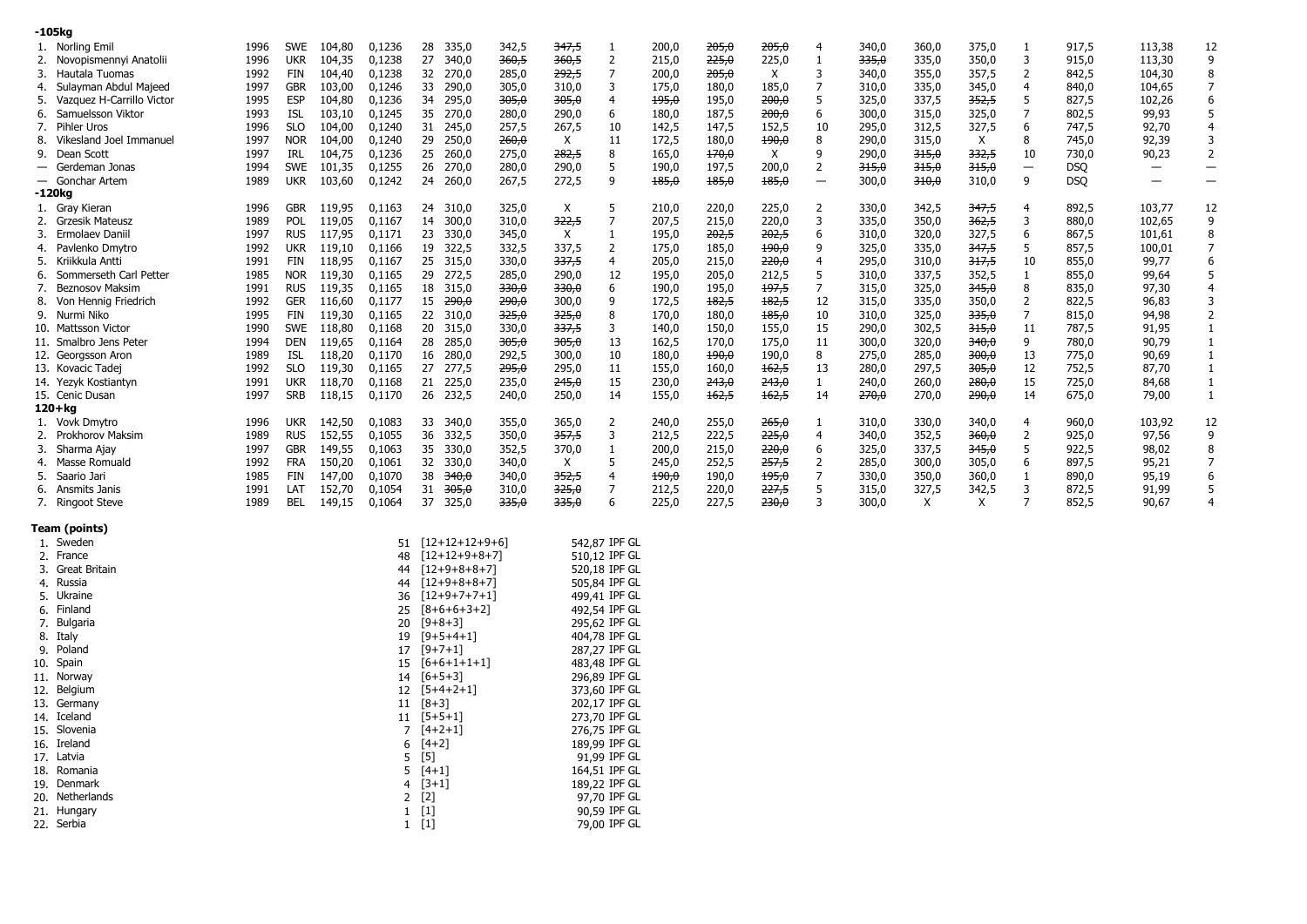**-105kg**

| | | | | | | | | | | | | | | | | | | | | | |
|---|---|---|---|---|---|---|---|---|---|---|---|---|---|---|---|---|---|---|---|---|---|
| 1. | Norling Emil | 1996 | SWE | 104,80 | 0,1236 | 28 | 335,0 | 342,5 | ~~347,5~~ | 1 | 200,0 | ~~205,0~~ | ~~205,0~~ | 4 | 340,0 | 360,0 | 375,0 | 1 | 917,5 | 113,38 | 12 |
| 2. | Novopismennyi Anatolii | 1996 | UKR | 104,35 | 0,1238 | 27 | 340,0 | ~~360,5~~ | ~~360,5~~ | 2 | 215,0 | ~~225,0~~ | 225,0 | 1 | ~~335,0~~ | 335,0 | 350,0 | 3 | 915,0 | 113,30 | 9 |
| 3. | Hautala Tuomas | 1992 | FIN | 104,40 | 0,1238 | 32 | 270,0 | 285,0 | ~~292,5~~ | 7 | 200,0 | ~~205,0~~ | X | 3 | 340,0 | 355,0 | 357,5 | 2 | 842,5 | 104,30 | 8 |
| 4. | Sulayman Abdul Majeed | 1997 | GBR | 103,00 | 0,1246 | 33 | 290,0 | 305,0 | 310,0 | 3 | 175,0 | 180,0 | 185,0 | 7 | 310,0 | 335,0 | 345,0 | 4 | 840,0 | 104,65 | 7 |
| 5. | Vazquez H-Carrillo Victor | 1995 | ESP | 104,80 | 0,1236 | 34 | 295,0 | ~~305,0~~ | ~~305,0~~ | 4 | ~~195,0~~ | 195,0 | ~~200,0~~ | 5 | 325,0 | 337,5 | ~~352,5~~ | 5 | 827,5 | 102,26 | 6 |
| 6. | Samuelsson Viktor | 1993 | ISL | 103,10 | 0,1245 | 35 | 270,0 | 280,0 | 290,0 | 6 | 180,0 | 187,5 | ~~200,0~~ | 6 | 300,0 | 315,0 | 325,0 | 7 | 802,5 | 99,93 | 5 |
| 7. | Pihler Uros | 1996 | SLO | 104,00 | 0,1240 | 31 | 245,0 | 257,5 | 267,5 | 10 | 142,5 | 147,5 | 152,5 | 10 | 295,0 | 312,5 | 327,5 | 6 | 747,5 | 92,70 | 4 |
| 8. | Vikesland Joel Immanuel | 1997 | NOR | 104,00 | 0,1240 | 29 | 250,0 | ~~260,0~~ | X | 11 | 172,5 | 180,0 | ~~190,0~~ | 8 | 290,0 | 315,0 | X | 8 | 745,0 | 92,39 | 3 |
| 9. | Dean Scott | 1997 | IRL | 104,75 | 0,1236 | 25 | 260,0 | 275,0 | ~~282,5~~ | 8 | 165,0 | ~~170,0~~ | X | 9 | 290,0 | ~~315,0~~ | ~~332,5~~ | 10 | 730,0 | 90,23 | 2 |
| — | Gerdeman Jonas | 1994 | SWE | 101,35 | 0,1255 | 26 | 270,0 | 280,0 | 290,0 | 5 | 190,0 | 197,5 | 200,0 | 2 | ~~315,0~~ | ~~315,0~~ | ~~315,0~~ | — | DSQ | — | — |
| — | Gonchar Artem | 1989 | UKR | 103,60 | 0,1242 | 24 | 260,0 | 267,5 | 272,5 | 9 | ~~185,0~~ | ~~185,0~~ | ~~185,0~~ | — | 300,0 | ~~310,0~~ | 310,0 | 9 | DSQ | — | — |

**-120kg**

| | | | | | | | | | | | | | | | | | | | | | |
|---|---|---|---|---|---|---|---|---|---|---|---|---|---|---|---|---|---|---|---|---|---|
| 1. | Gray Kieran | 1996 | GBR | 119,95 | 0,1163 | 24 | 310,0 | 325,0 | X | 5 | 210,0 | 220,0 | 225,0 | 2 | 330,0 | 342,5 | ~~347,5~~ | 4 | 892,5 | 103,77 | 12 |
| 2. | Grzesik Mateusz | 1989 | POL | 119,05 | 0,1167 | 14 | 300,0 | 310,0 | ~~322,5~~ | 7 | 207,5 | 215,0 | 220,0 | 3 | 335,0 | 350,0 | ~~362,5~~ | 3 | 880,0 | 102,65 | 9 |
| 3. | Ermolaev Daniil | 1997 | RUS | 117,95 | 0,1171 | 23 | 330,0 | 345,0 | X | 1 | 195,0 | ~~202,5~~ | ~~202,5~~ | 6 | 310,0 | 320,0 | 327,5 | 6 | 867,5 | 101,61 | 8 |
| 4. | Pavlenko Dmytro | 1992 | UKR | 119,10 | 0,1166 | 19 | 322,5 | 332,5 | 337,5 | 2 | 175,0 | 185,0 | ~~190,0~~ | 9 | 325,0 | 335,0 | ~~347,5~~ | 5 | 857,5 | 100,01 | 7 |
| 5. | Kriikkula Antti | 1991 | FIN | 118,95 | 0,1167 | 25 | 315,0 | 330,0 | ~~337,5~~ | 4 | 205,0 | 215,0 | ~~220,0~~ | 4 | 295,0 | 310,0 | ~~317,5~~ | 10 | 855,0 | 99,77 | 6 |
| 6. | Sommerseth Carl Petter | 1985 | NOR | 119,30 | 0,1165 | 29 | 272,5 | 285,0 | 290,0 | 12 | 195,0 | 205,0 | 212,5 | 5 | 310,0 | 337,5 | 352,5 | 1 | 855,0 | 99,64 | 5 |
| 7. | Beznosov Maksim | 1991 | RUS | 119,35 | 0,1165 | 18 | 315,0 | ~~330,0~~ | ~~330,0~~ | 6 | 190,0 | 195,0 | ~~197,5~~ | 7 | 315,0 | 325,0 | ~~345,0~~ | 8 | 835,0 | 97,30 | 4 |
| 8. | Von Hennig Friedrich | 1992 | GER | 116,60 | 0,1177 | 15 | ~~290,0~~ | ~~290,0~~ | 300,0 | 9 | 172,5 | ~~182,5~~ | ~~182,5~~ | 12 | 315,0 | 335,0 | 350,0 | 2 | 822,5 | 96,83 | 3 |
| 9. | Nurmi Niko | 1995 | FIN | 119,30 | 0,1165 | 22 | 310,0 | ~~325,0~~ | ~~325,0~~ | 8 | 170,0 | 180,0 | ~~185,0~~ | 10 | 310,0 | 325,0 | ~~335,0~~ | 7 | 815,0 | 94,98 | 2 |
| 10. | Mattsson Victor | 1990 | SWE | 118,80 | 0,1168 | 20 | 315,0 | 330,0 | ~~337,5~~ | 3 | 140,0 | 150,0 | 155,0 | 15 | 290,0 | 302,5 | ~~315,0~~ | 11 | 787,5 | 91,95 | 1 |
| 11. | Smalbro Jens Peter | 1994 | DEN | 119,65 | 0,1164 | 28 | 285,0 | ~~305,0~~ | ~~305,0~~ | 13 | 162,5 | 170,0 | 175,0 | 11 | 300,0 | 320,0 | ~~340,0~~ | 9 | 780,0 | 90,79 | 1 |
| 12. | Georgsson Aron | 1989 | ISL | 118,20 | 0,1170 | 16 | 280,0 | 292,5 | 300,0 | 10 | 180,0 | ~~190,0~~ | 190,0 | 8 | 275,0 | 285,0 | ~~300,0~~ | 13 | 775,0 | 90,69 | 1 |
| 13. | Kovacic Tadej | 1992 | SLO | 119,30 | 0,1165 | 27 | 277,5 | ~~295,0~~ | 295,0 | 11 | 155,0 | 160,0 | ~~162,5~~ | 13 | 280,0 | 297,5 | ~~305,0~~ | 12 | 752,5 | 87,70 | 1 |
| 14. | Yezyk Kostiantyn | 1991 | UKR | 118,70 | 0,1168 | 21 | 225,0 | 235,0 | ~~245,0~~ | 15 | 230,0 | ~~243,0~~ | ~~243,0~~ | 1 | 240,0 | 260,0 | ~~280,0~~ | 15 | 725,0 | 84,68 | 1 |
| 15. | Cenic Dusan | 1997 | SRB | 118,15 | 0,1170 | 26 | 232,5 | 240,0 | 250,0 | 14 | 155,0 | ~~162,5~~ | ~~162,5~~ | 14 | ~~270,0~~ | 270,0 | ~~290,0~~ | 14 | 675,0 | 79,00 | 1 |

**120+kg**

| | | | | | | | | | | | | | | | | | | | | | |
|---|---|---|---|---|---|---|---|---|---|---|---|---|---|---|---|---|---|---|---|---|---|
| 1. | Vovk Dmytro | 1996 | UKR | 142,50 | 0,1083 | 33 | 340,0 | 355,0 | 365,0 | 2 | 240,0 | 255,0 | ~~265,0~~ | 1 | 310,0 | 330,0 | 340,0 | 4 | 960,0 | 103,92 | 12 |
| 2. | Prokhorov Maksim | 1989 | RUS | 152,55 | 0,1055 | 36 | 332,5 | 350,0 | ~~357,5~~ | 3 | 212,5 | 222,5 | ~~225,0~~ | 4 | 340,0 | 352,5 | ~~360,0~~ | 2 | 925,0 | 97,56 | 9 |
| 3. | Sharma Ajay | 1997 | GBR | 149,55 | 0,1063 | 35 | 330,0 | 352,5 | 370,0 | 1 | 200,0 | 215,0 | ~~220,0~~ | 6 | 325,0 | 337,5 | ~~345,0~~ | 5 | 922,5 | 98,02 | 8 |
| 4. | Masse Romuald | 1992 | FRA | 150,20 | 0,1061 | 32 | 330,0 | 340,0 | X | 5 | 245,0 | 252,5 | ~~257,5~~ | 2 | 285,0 | 300,0 | 305,0 | 6 | 897,5 | 95,21 | 7 |
| 5. | Saario Jari | 1985 | FIN | 147,00 | 0,1070 | 38 | ~~340,0~~ | 340,0 | ~~352,5~~ | 4 | ~~190,0~~ | 190,0 | ~~195,0~~ | 7 | 330,0 | 350,0 | 360,0 | 1 | 890,0 | 95,19 | 6 |
| 6. | Ansmits Janis | 1991 | LAT | 152,70 | 0,1054 | 31 | ~~305,0~~ | 310,0 | ~~325,0~~ | 7 | 212,5 | 220,0 | ~~227,5~~ | 5 | 315,0 | 327,5 | 342,5 | 3 | 872,5 | 91,99 | 5 |
| 7. | Ringoot Steve | 1989 | BEL | 149,15 | 0,1064 | 37 | 325,0 | ~~335,0~~ | ~~335,0~~ | 6 | 225,0 | 227,5 | ~~230,0~~ | 3 | 300,0 | X | X | 7 | 852,5 | 90,67 | 4 |

**Team (points)**

| | | | | |
|---|---|---|---|---|
| 1. | Sweden | 51 | [12+12+12+9+6] | 542,87 IPF GL |
| 2. | France | 48 | [12+12+9+8+7] | 510,12 IPF GL |
| 3. | Great Britain | 44 | [12+9+8+8+7] | 520,18 IPF GL |
| 4. | Russia | 44 | [12+9+8+8+7] | 505,84 IPF GL |
| 5. | Ukraine | 36 | [12+9+7+7+1] | 499,41 IPF GL |
| 6. | Finland | 25 | [8+6+6+3+2] | 492,54 IPF GL |
| 7. | Bulgaria | 20 | [9+8+3] | 295,62 IPF GL |
| 8. | Italy | 19 | [9+5+4+1] | 404,78 IPF GL |
| 9. | Poland | 17 | [9+7+1] | 287,27 IPF GL |
| 10. | Spain | 15 | [6+6+1+1+1] | 483,48 IPF GL |
| 11. | Norway | 14 | [6+5+3] | 296,89 IPF GL |
| 12. | Belgium | 12 | [5+4+2+1] | 373,60 IPF GL |
| 13. | Germany | 11 | [8+3] | 202,17 IPF GL |
| 14. | Iceland | 11 | [5+5+1] | 273,70 IPF GL |
| 15. | Slovenia | 7 | [4+2+1] | 276,75 IPF GL |
| 16. | Ireland | 6 | [4+2] | 189,99 IPF GL |
| 17. | Latvia | 5 | [5] | 91,99 IPF GL |
| 18. | Romania | 5 | [4+1] | 164,51 IPF GL |
| 19. | Denmark | 4 | [3+1] | 189,22 IPF GL |
| 20. | Netherlands | 2 | [2] | 97,70 IPF GL |
| 21. | Hungary | 1 | [1] | 90,59 IPF GL |
| 22. | Serbia | 1 | [1] | 79,00 IPF GL |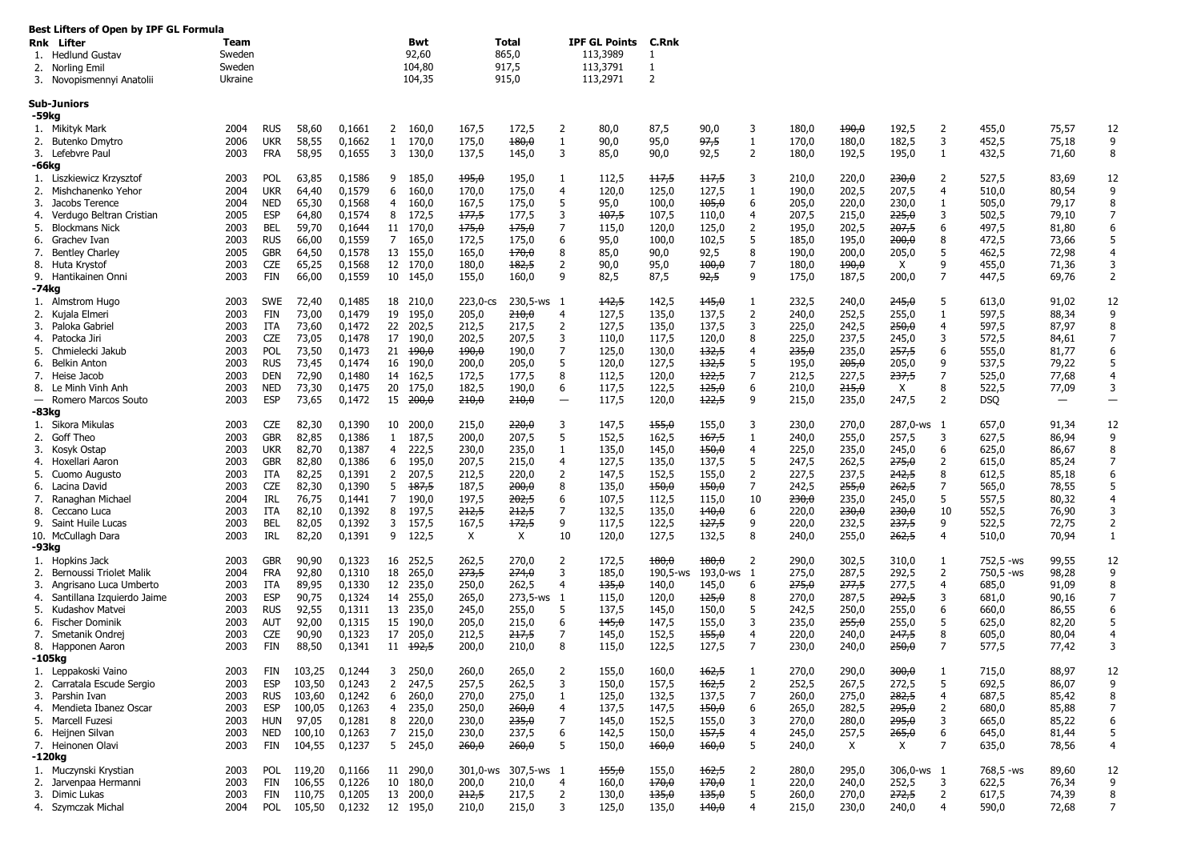**Best Lifters of Open by IPF GL Formula**

| Rnk | Lifter | Team | Bwt | Total | IPF GL Points | C.Rnk |
|---|---|---|---|---|---|---|
| 1. | Hedlund Gustav | Sweden | 92,60 | 865,0 | 113,3989 | 1 |
| 2. | Norling Emil | Sweden | 104,80 | 917,5 | 113,3791 | 1 |
| 3. | Novopismennyi Anatolii | Ukraine | 104,35 | 915,0 | 113,2971 | 2 |

**Sub-Juniors**

| | | | | | | | | | | | | | | | | | | | | | |
|---|---|---|---|---|---|---|---|---|---|---|---|---|---|---|---|---|---|---|---|---|---|
| **-59kg** | | | | | | | | | | | | | | | | | | | | | |
| 1. | Mikityk Mark | 2004 | RUS | 58,60 | 0,1661 | 2 | 160,0 | 167,5 | 172,5 | 2 | 80,0 | 87,5 | 90,0 | 3 | 180,0 | ~~190,0~~ | 192,5 | 2 | 455,0 | 75,57 | 12 |
| 2. | Butenko Dmytro | 2006 | UKR | 58,55 | 0,1662 | 1 | 170,0 | 175,0 | ~~180,0~~ | 1 | 90,0 | 95,0 | ~~97,5~~ | 1 | 170,0 | 180,0 | 182,5 | 3 | 452,5 | 75,18 | 9 |
| 3. | Lefebvre Paul | 2003 | FRA | 58,95 | 0,1655 | 3 | 130,0 | 137,5 | 145,0 | 3 | 85,0 | 90,0 | 92,5 | 2 | 180,0 | 192,5 | 195,0 | 1 | 432,5 | 71,60 | 8 |
| **-66kg** | | | | | | | | | | | | | | | | | | | | | |
| 1. | Liszkiewicz Krzysztof | 2003 | POL | 63,85 | 0,1586 | 9 | 185,0 | ~~195,0~~ | 195,0 | 1 | 112,5 | ~~117,5~~ | ~~117,5~~ | 3 | 210,0 | 220,0 | ~~230,0~~ | 2 | 527,5 | 83,69 | 12 |
| 2. | Mishchanenko Yehor | 2004 | UKR | 64,40 | 0,1579 | 6 | 160,0 | 170,0 | 175,0 | 4 | 120,0 | 125,0 | 127,5 | 1 | 190,0 | 202,5 | 207,5 | 4 | 510,0 | 80,54 | 9 |
| 3. | Jacobs Terence | 2004 | NED | 65,30 | 0,1568 | 4 | 160,0 | 167,5 | 175,0 | 5 | 95,0 | 100,0 | ~~105,0~~ | 6 | 205,0 | 220,0 | 230,0 | 1 | 505,0 | 79,17 | 8 |
| 4. | Verdugo Beltran Cristian | 2005 | ESP | 64,80 | 0,1574 | 8 | 172,5 | ~~177,5~~ | 177,5 | 3 | ~~107,5~~ | 107,5 | 110,0 | 4 | 207,5 | 215,0 | ~~225,0~~ | 3 | 502,5 | 79,10 | 7 |
| 5. | Blockmans Nick | 2003 | BEL | 59,70 | 0,1644 | 11 | 170,0 | ~~175,0~~ | ~~175,0~~ | 7 | 115,0 | 120,0 | 125,0 | 2 | 195,0 | 202,5 | ~~207,5~~ | 6 | 497,5 | 81,80 | 6 |
| 6. | Grachev Ivan | 2003 | RUS | 66,00 | 0,1559 | 7 | 165,0 | 172,5 | 175,0 | 6 | 95,0 | 100,0 | 102,5 | 5 | 185,0 | 195,0 | ~~200,0~~ | 8 | 472,5 | 73,66 | 5 |
| 7. | Bentley Charley | 2005 | GBR | 64,50 | 0,1578 | 13 | 155,0 | 165,0 | ~~170,0~~ | 8 | 85,0 | 90,0 | 92,5 | 8 | 190,0 | 200,0 | 205,0 | 5 | 462,5 | 72,98 | 4 |
| 8. | Huta Krystof | 2003 | CZE | 65,25 | 0,1568 | 12 | 170,0 | 180,0 | ~~182,5~~ | 2 | 90,0 | 95,0 | ~~100,0~~ | 7 | 180,0 | ~~190,0~~ | X | 9 | 455,0 | 71,36 | 3 |
| 9. | Hantikainen Onni | 2003 | FIN | 66,00 | 0,1559 | 10 | 145,0 | 155,0 | 160,0 | 9 | 82,5 | 87,5 | ~~92,5~~ | 9 | 175,0 | 187,5 | 200,0 | 7 | 447,5 | 69,76 | 2 |
| **-74kg** | | | | | | | | | | | | | | | | | | | | | |
| 1. | Almstrom Hugo | 2003 | SWE | 72,40 | 0,1485 | 18 | 210,0 | 223,0-cs | 230,5-ws | 1 | ~~142,5~~ | 142,5 | ~~145,0~~ | 1 | 232,5 | 240,0 | ~~245,0~~ | 5 | 613,0 | 91,02 | 12 |
| 2. | Kujala Elmeri | 2003 | FIN | 73,00 | 0,1479 | 19 | 195,0 | 205,0 | ~~210,0~~ | 4 | 127,5 | 135,0 | 137,5 | 2 | 240,0 | 252,5 | 255,0 | 1 | 597,5 | 88,34 | 9 |
| 3. | Paloka Gabriel | 2003 | ITA | 73,60 | 0,1472 | 22 | 202,5 | 212,5 | 217,5 | 2 | 127,5 | 135,0 | 137,5 | 3 | 225,0 | 242,5 | ~~250,0~~ | 4 | 597,5 | 87,97 | 8 |
| 4. | Patocka Jiri | 2003 | CZE | 73,05 | 0,1478 | 17 | 190,0 | 202,5 | 207,5 | 3 | 110,0 | 117,5 | 120,0 | 8 | 225,0 | 237,5 | 245,0 | 3 | 572,5 | 84,61 | 7 |
| 5. | Chmielecki Jakub | 2003 | POL | 73,50 | 0,1473 | 21 | ~~190,0~~ | ~~190,0~~ | 190,0 | 7 | 125,0 | 130,0 | ~~132,5~~ | 4 | ~~235,0~~ | 235,0 | ~~257,5~~ | 6 | 555,0 | 81,77 | 6 |
| 6. | Belkin Anton | 2003 | RUS | 73,45 | 0,1474 | 16 | 190,0 | 200,0 | 205,0 | 5 | 120,0 | 127,5 | ~~132,5~~ | 5 | 195,0 | ~~205,0~~ | 205,0 | 9 | 537,5 | 79,22 | 5 |
| 7. | Heise Jacob | 2003 | DEN | 72,90 | 0,1480 | 14 | 162,5 | 172,5 | 177,5 | 8 | 112,5 | 120,0 | ~~122,5~~ | 7 | 212,5 | 227,5 | ~~237,5~~ | 7 | 525,0 | 77,68 | 4 |
| 8. | Le Minh Vinh Anh | 2003 | NED | 73,30 | 0,1475 | 20 | 175,0 | 182,5 | 190,0 | 6 | 117,5 | 122,5 | ~~125,0~~ | 6 | 210,0 | ~~215,0~~ | X | 8 | 522,5 | 77,09 | 3 |
| — | Romero Marcos Souto | 2003 | ESP | 73,65 | 0,1472 | 15 | ~~200,0~~ | ~~210,0~~ | ~~210,0~~ | — | 117,5 | 120,0 | ~~122,5~~ | 9 | 215,0 | 235,0 | 247,5 | 2 | DSQ | — | — |
| **-83kg** | | | | | | | | | | | | | | | | | | | | | |
| 1. | Sikora Mikulas | 2003 | CZE | 82,30 | 0,1390 | 10 | 200,0 | 215,0 | ~~220,0~~ | 3 | 147,5 | ~~155,0~~ | 155,0 | 3 | 230,0 | 270,0 | 287,0-ws | 1 | 657,0 | 91,34 | 12 |
| 2. | Goff Theo | 2003 | GBR | 82,85 | 0,1386 | 1 | 187,5 | 200,0 | 207,5 | 5 | 152,5 | 162,5 | ~~167,5~~ | 1 | 240,0 | 255,0 | 257,5 | 3 | 627,5 | 86,94 | 9 |
| 3. | Kosyk Ostap | 2003 | UKR | 82,70 | 0,1387 | 4 | 222,5 | 230,0 | 235,0 | 1 | 135,0 | 145,0 | ~~150,0~~ | 4 | 225,0 | 235,0 | 245,0 | 6 | 625,0 | 86,67 | 8 |
| 4. | Hoxellari Aaron | 2003 | GBR | 82,80 | 0,1386 | 6 | 195,0 | 207,5 | 215,0 | 4 | 127,5 | 135,0 | 137,5 | 5 | 247,5 | 262,5 | ~~275,0~~ | 2 | 615,0 | 85,24 | 7 |
| 5. | Cuomo Augusto | 2003 | ITA | 82,25 | 0,1391 | 2 | 207,5 | 212,5 | 220,0 | 2 | 147,5 | 152,5 | 155,0 | 2 | 227,5 | 237,5 | ~~242,5~~ | 8 | 612,5 | 85,18 | 6 |
| 6. | Lacina David | 2003 | CZE | 82,30 | 0,1390 | 5 | ~~187,5~~ | 187,5 | ~~200,0~~ | 8 | 135,0 | ~~150,0~~ | ~~150,0~~ | 7 | 242,5 | ~~255,0~~ | 262,5 | 7 | 565,0 | 78,55 | 5 |
| 7. | Ranaghan Michael | 2004 | IRL | 76,75 | 0,1441 | 7 | 190,0 | 197,5 | ~~202,5~~ | 6 | 107,5 | 112,5 | 115,0 | 10 | ~~230,0~~ | 235,0 | 245,0 | 5 | 557,5 | 80,32 | 4 |
| 8. | Ceccano Luca | 2003 | ITA | 82,10 | 0,1392 | 8 | 197,5 | ~~212,5~~ | ~~212,5~~ | 7 | 132,5 | 135,0 | ~~140,0~~ | 6 | 220,0 | ~~230,0~~ | ~~230,0~~ | 10 | 552,5 | 76,90 | 3 |
| 9. | Saint Huile Lucas | 2003 | BEL | 82,05 | 0,1392 | 3 | 157,5 | 167,5 | ~~172,5~~ | 9 | 117,5 | 122,5 | ~~127,5~~ | 9 | 220,0 | 232,5 | ~~237,5~~ | 9 | 522,5 | 72,75 | 2 |
| 10. | McCullagh Dara | 2003 | IRL | 82,20 | 0,1391 | 9 | 122,5 | X | X | 10 | 120,0 | 127,5 | 132,5 | 8 | 240,0 | 255,0 | ~~262,5~~ | 4 | 510,0 | 70,94 | 1 |
| **-93kg** | | | | | | | | | | | | | | | | | | | | | |
| 1. | Hopkins Jack | 2003 | GBR | 90,90 | 0,1323 | 16 | 252,5 | 262,5 | 270,0 | 2 | 172,5 | ~~180,0~~ | ~~180,0~~ | 2 | 290,0 | 302,5 | 310,0 | 1 | 752,5 -ws | 99,55 | 12 |
| 2. | Bernoussi Triolet Malik | 2004 | FRA | 92,80 | 0,1310 | 18 | 265,0 | ~~273,5~~ | ~~274,0~~ | 3 | 185,0 | 190,5-ws | 193,0-ws | 1 | 275,0 | 287,5 | 292,5 | 2 | 750,5 -ws | 98,28 | 9 |
| 3. | Angrisano Luca Umberto | 2003 | ITA | 89,95 | 0,1330 | 12 | 235,0 | 250,0 | 262,5 | 4 | ~~135,0~~ | 140,0 | 145,0 | 6 | ~~275,0~~ | ~~277,5~~ | 277,5 | 4 | 685,0 | 91,09 | 8 |
| 4. | Santillana Izquierdo Jaime | 2003 | ESP | 90,75 | 0,1324 | 14 | 255,0 | 265,0 | 273,5-ws | 1 | 115,0 | 120,0 | ~~125,0~~ | 8 | 270,0 | 287,5 | ~~292,5~~ | 3 | 681,0 | 90,16 | 7 |
| 5. | Kudashov Matvei | 2003 | RUS | 92,55 | 0,1311 | 13 | 235,0 | 245,0 | 255,0 | 5 | 137,5 | 145,0 | 150,0 | 5 | 242,5 | 250,0 | 255,0 | 6 | 660,0 | 86,55 | 6 |
| 6. | Fischer Dominik | 2003 | AUT | 92,00 | 0,1315 | 15 | 190,0 | 205,0 | 215,0 | 6 | ~~145,0~~ | 147,5 | 155,0 | 3 | 235,0 | ~~255,0~~ | 255,0 | 5 | 625,0 | 82,20 | 5 |
| 7. | Smetanik Ondrej | 2003 | CZE | 90,90 | 0,1323 | 17 | 205,0 | 212,5 | ~~217,5~~ | 7 | 145,0 | 152,5 | ~~155,0~~ | 4 | 220,0 | 240,0 | ~~247,5~~ | 8 | 605,0 | 80,04 | 4 |
| 8. | Happonen Aaron | 2003 | FIN | 88,50 | 0,1341 | 11 | ~~192,5~~ | 200,0 | 210,0 | 8 | 115,0 | 122,5 | 127,5 | 7 | 230,0 | 240,0 | ~~250,0~~ | 7 | 577,5 | 77,42 | 3 |
| **-105kg** | | | | | | | | | | | | | | | | | | | | | |
| 1. | Leppakoski Vaino | 2003 | FIN | 103,25 | 0,1244 | 3 | 250,0 | 260,0 | 265,0 | 2 | 155,0 | 160,0 | ~~162,5~~ | 1 | 270,0 | 290,0 | ~~300,0~~ | 1 | 715,0 | 88,97 | 12 |
| 2. | Carratala Escude Sergio | 2003 | ESP | 103,50 | 0,1243 | 2 | 247,5 | 257,5 | 262,5 | 3 | 150,0 | 157,5 | ~~162,5~~ | 2 | 252,5 | 267,5 | 272,5 | 5 | 692,5 | 86,07 | 9 |
| 3. | Parshin Ivan | 2003 | RUS | 103,60 | 0,1242 | 6 | 260,0 | 270,0 | 275,0 | 1 | 125,0 | 132,5 | 137,5 | 7 | 260,0 | 275,0 | ~~282,5~~ | 4 | 687,5 | 85,42 | 8 |
| 4. | Mendieta Ibanez Oscar | 2003 | ESP | 100,05 | 0,1263 | 4 | 235,0 | 250,0 | ~~260,0~~ | 4 | 137,5 | 147,5 | ~~150,0~~ | 6 | 265,0 | 282,5 | ~~295,0~~ | 2 | 680,0 | 85,88 | 7 |
| 5. | Marcell Fuzesi | 2003 | HUN | 97,05 | 0,1281 | 8 | 220,0 | 230,0 | ~~235,0~~ | 7 | 145,0 | 152,5 | 155,0 | 3 | 270,0 | 280,0 | ~~295,0~~ | 3 | 665,0 | 85,22 | 6 |
| 6. | Heijnen Silvan | 2003 | NED | 100,10 | 0,1263 | 7 | 215,0 | 230,0 | 237,5 | 6 | 142,5 | 150,0 | ~~157,5~~ | 4 | 245,0 | 257,5 | ~~265,0~~ | 6 | 645,0 | 81,44 | 5 |
| 7. | Heinonen Olavi | 2003 | FIN | 104,55 | 0,1237 | 5 | 245,0 | ~~260,0~~ | ~~260,0~~ | 5 | 150,0 | ~~160,0~~ | ~~160,0~~ | 5 | 240,0 | X | X | 7 | 635,0 | 78,56 | 4 |
| **-120kg** | | | | | | | | | | | | | | | | | | | | | |
| 1. | Muczynski Krystian | 2003 | POL | 119,20 | 0,1166 | 11 | 290,0 | 301,0-ws | 307,5-ws | 1 | ~~155,0~~ | 155,0 | ~~162,5~~ | 2 | 280,0 | 295,0 | 306,0-ws | 1 | 768,5 -ws | 89,60 | 12 |
| 2. | Jarvenpaa Hermanni | 2003 | FIN | 106,55 | 0,1226 | 10 | 180,0 | 200,0 | 210,0 | 4 | 160,0 | ~~170,0~~ | ~~170,0~~ | 1 | 220,0 | 240,0 | 252,5 | 3 | 622,5 | 76,34 | 9 |
| 3. | Dimic Lukas | 2003 | FIN | 110,75 | 0,1205 | 13 | 200,0 | ~~212,5~~ | 217,5 | 2 | 130,0 | ~~135,0~~ | ~~135,0~~ | 5 | 260,0 | 270,0 | ~~272,5~~ | 2 | 617,5 | 74,39 | 8 |
| 4. | Szymczak Michal | 2004 | POL | 105,50 | 0,1232 | 12 | 195,0 | 210,0 | 215,0 | 3 | 125,0 | 135,0 | ~~140,0~~ | 4 | 215,0 | 230,0 | 240,0 | 4 | 590,0 | 72,68 | 7 |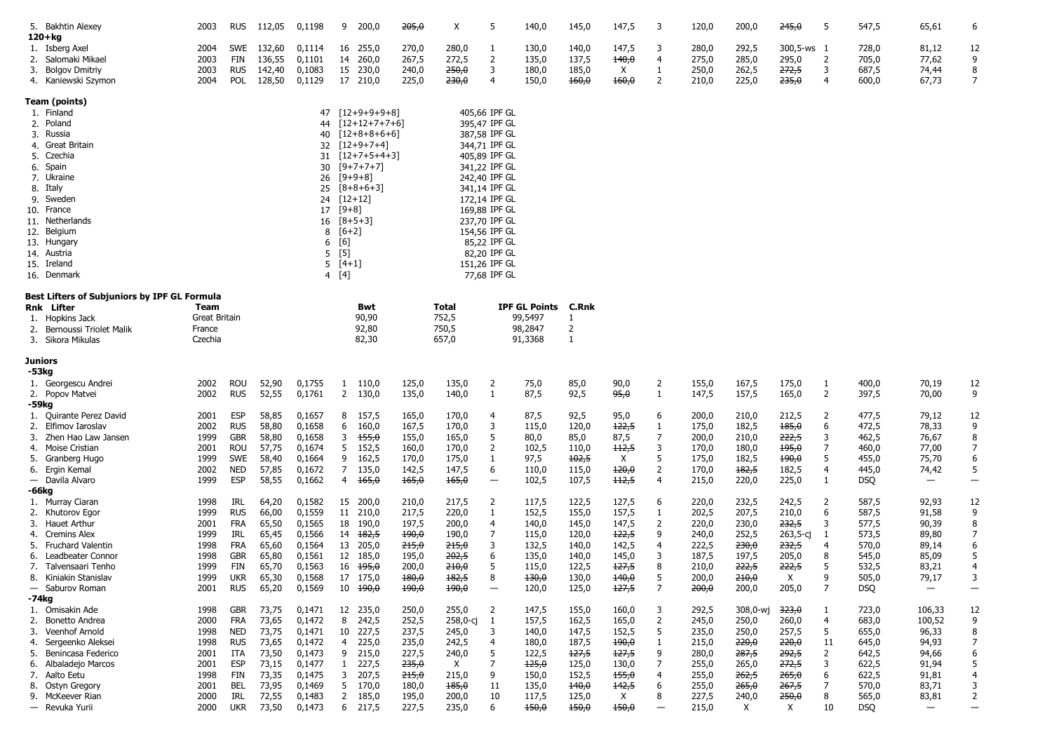| | | | | | | | | | | | | | | | | | | | | |
|---|---|---|---|---|---|---|---|---|---|---|---|---|---|---|---|---|---|---|---|---|
| 5. Bakhtin Alexey | 2003 | RUS | 112,05 | 0,1198 | 9 | 200,0 | ~~205,0~~ | X | 5 | 140,0 | 145,0 | 147,5 | 3 | 120,0 | 200,0 | ~~245,0~~ | 5 | 547,5 | 65,61 | 6 |

**120+kg**

| | | | | | | | | | | | | | | | | | | | | |
|---|---|---|---|---|---|---|---|---|---|---|---|---|---|---|---|---|---|---|---|---|
| 1. Isberg Axel | 2004 | SWE | 132,60 | 0,1114 | 16 | 255,0 | 270,0 | 280,0 | 1 | 130,0 | 140,0 | 147,5 | 3 | 280,0 | 292,5 | 300,5-ws | 1 | 728,0 | 81,12 | 12 |
| 2. Salomaki Mikael | 2003 | FIN | 136,55 | 0,1101 | 14 | 260,0 | 267,5 | 272,5 | 2 | 135,0 | 137,5 | ~~140,0~~ | 4 | 275,0 | 285,0 | 295,0 | 2 | 705,0 | 77,62 | 9 |
| 3. Bolgov Dmitriy | 2003 | RUS | 142,40 | 0,1083 | 15 | 230,0 | 240,0 | ~~250,0~~ | 3 | 180,0 | 185,0 | X | 1 | 250,0 | 262,5 | ~~272,5~~ | 3 | 687,5 | 74,44 | 8 |
| 4. Kaniewski Szymon | 2004 | POL | 128,50 | 0,1129 | 17 | 210,0 | 225,0 | ~~230,0~~ | 4 | 150,0 | ~~160,0~~ | ~~160,0~~ | 2 | 210,0 | 225,0 | ~~235,0~~ | 4 | 600,0 | 67,73 | 7 |

**Team (points)**

| | | | | |
|---|---|---|---|---|
| 1. Finland | 47 | [12+9+9+9+8] | 405,66 | IPF GL |
| 2. Poland | 44 | [12+12+7+7+6] | 395,47 | IPF GL |
| 3. Russia | 40 | [12+8+8+6+6] | 387,58 | IPF GL |
| 4. Great Britain | 32 | [12+9+7+4] | 344,71 | IPF GL |
| 5. Czechia | 31 | [12+7+5+4+3] | 405,89 | IPF GL |
| 6. Spain | 30 | [9+7+7+7] | 341,22 | IPF GL |
| 7. Ukraine | 26 | [9+9+8] | 242,40 | IPF GL |
| 8. Italy | 25 | [8+8+6+3] | 341,14 | IPF GL |
| 9. Sweden | 24 | [12+12] | 172,14 | IPF GL |
| 10. France | 17 | [9+8] | 169,88 | IPF GL |
| 11. Netherlands | 16 | [8+5+3] | 237,70 | IPF GL |
| 12. Belgium | 8 | [6+2] | 154,56 | IPF GL |
| 13. Hungary | 6 | [6] | 85,22 | IPF GL |
| 14. Austria | 5 | [5] | 82,20 | IPF GL |
| 15. Ireland | 5 | [4+1] | 151,26 | IPF GL |
| 16. Denmark | 4 | [4] | 77,68 | IPF GL |

**Best Lifters of Subjuniors by IPF GL Formula**

| Rnk Lifter | Team | Bwt | Total | IPF GL Points | C.Rnk |
|---|---|---|---|---|---|
| 1. Hopkins Jack | Great Britain | 90,90 | 752,5 | 99,5497 | 1 |
| 2. Bernoussi Triolet Malik | France | 92,80 | 750,5 | 98,2847 | 2 |
| 3. Sikora Mikulas | Czechia | 82,30 | 657,0 | 91,3368 | 1 |

**Juniors**

**-53kg**

| | | | | | | | | | | | | | | | | | | | | |
|---|---|---|---|---|---|---|---|---|---|---|---|---|---|---|---|---|---|---|---|---|
| 1. Georgescu Andrei | 2002 | ROU | 52,90 | 0,1755 | 1 | 110,0 | 125,0 | 135,0 | 2 | 75,0 | 85,0 | 90,0 | 2 | 155,0 | 167,5 | 175,0 | 1 | 400,0 | 70,19 | 12 |
| 2. Popov Matvei | 2002 | RUS | 52,55 | 0,1761 | 2 | 130,0 | 135,0 | 140,0 | 1 | 87,5 | 92,5 | ~~95,0~~ | 1 | 147,5 | 157,5 | 165,0 | 2 | 397,5 | 70,00 | 9 |

**-59kg**

| | | | | | | | | | | | | | | | | | | | | |
|---|---|---|---|---|---|---|---|---|---|---|---|---|---|---|---|---|---|---|---|---|
| 1. Quirante Perez David | 2001 | ESP | 58,85 | 0,1657 | 8 | 157,5 | 165,0 | 170,0 | 4 | 87,5 | 92,5 | 95,0 | 6 | 200,0 | 210,0 | 212,5 | 2 | 477,5 | 79,12 | 12 |
| 2. Elfimov Iaroslav | 2002 | RUS | 58,80 | 0,1658 | 6 | 160,0 | 167,5 | 170,0 | 3 | 115,0 | 120,0 | ~~122,5~~ | 1 | 175,0 | 182,5 | ~~185,0~~ | 6 | 472,5 | 78,33 | 9 |
| 3. Zhen Hao Law Jansen | 1999 | GBR | 58,80 | 0,1658 | 3 | ~~155,0~~ | 155,0 | 165,0 | 5 | 80,0 | 85,0 | 87,5 | 7 | 200,0 | 210,0 | ~~222,5~~ | 3 | 462,5 | 76,67 | 8 |
| 4. Moise Cristian | 2001 | ROU | 57,75 | 0,1674 | 5 | 152,5 | 160,0 | 170,0 | 2 | 102,5 | 110,0 | ~~112,5~~ | 3 | 170,0 | 180,0 | ~~195,0~~ | 7 | 460,0 | 77,00 | 7 |
| 5. Granberg Hugo | 1999 | SWE | 58,40 | 0,1664 | 9 | 162,5 | 170,0 | 175,0 | 1 | 97,5 | ~~102,5~~ | X | 5 | 175,0 | 182,5 | ~~190,0~~ | 5 | 455,0 | 75,70 | 6 |
| 6. Ergin Kemal | 2002 | NED | 57,85 | 0,1672 | 7 | 135,0 | 142,5 | 147,5 | 6 | 110,0 | 115,0 | ~~120,0~~ | 2 | 170,0 | ~~182,5~~ | 182,5 | 4 | 445,0 | 74,42 | 5 |
| — Davila Alvaro | 1999 | ESP | 58,55 | 0,1662 | 4 | ~~165,0~~ | ~~165,0~~ | ~~165,0~~ | — | 102,5 | 107,5 | ~~112,5~~ | 4 | 215,0 | 220,0 | 225,0 | 1 | DSQ | — | — |

**-66kg**

| | | | | | | | | | | | | | | | | | | | | |
|---|---|---|---|---|---|---|---|---|---|---|---|---|---|---|---|---|---|---|---|---|
| 1. Murray Ciaran | 1998 | IRL | 64,20 | 0,1582 | 15 | 200,0 | 210,0 | 217,5 | 2 | 117,5 | 122,5 | 127,5 | 6 | 220,0 | 232,5 | 242,5 | 2 | 587,5 | 92,93 | 12 |
| 2. Khutorov Egor | 1999 | RUS | 66,00 | 0,1559 | 11 | 210,0 | 217,5 | 220,0 | 1 | 152,5 | 155,0 | 157,5 | 1 | 202,5 | 207,5 | 210,0 | 6 | 587,5 | 91,58 | 9 |
| 3. Hauet Arthur | 2001 | FRA | 65,50 | 0,1565 | 18 | 190,0 | 197,5 | 200,0 | 4 | 140,0 | 145,0 | 147,5 | 2 | 220,0 | 230,0 | ~~232,5~~ | 3 | 577,5 | 90,39 | 8 |
| 4. Cremins Alex | 1999 | IRL | 65,45 | 0,1566 | 14 | ~~182,5~~ | ~~190,0~~ | 190,0 | 7 | 115,0 | 120,0 | ~~122,5~~ | 9 | 240,0 | 252,5 | 263,5-cj | 1 | 573,5 | 89,80 | 7 |
| 5. Fruchard Valentin | 1998 | FRA | 65,60 | 0,1564 | 13 | 205,0 | ~~215,0~~ | ~~215,0~~ | 3 | 132,5 | 140,0 | 142,5 | 4 | 222,5 | ~~230,0~~ | ~~232,5~~ | 4 | 570,0 | 89,14 | 6 |
| 6. Leadbeater Connor | 1998 | GBR | 65,80 | 0,1561 | 12 | 185,0 | 195,0 | ~~202,5~~ | 6 | 135,0 | 140,0 | 145,0 | 3 | 187,5 | 197,5 | 205,0 | 8 | 545,0 | 85,09 | 5 |
| 7. Talvensaari Tenho | 1999 | FIN | 65,70 | 0,1563 | 16 | ~~195,0~~ | 200,0 | ~~210,0~~ | 5 | 115,0 | 122,5 | ~~127,5~~ | 8 | 210,0 | ~~222,5~~ | ~~222,5~~ | 5 | 532,5 | 83,21 | 4 |
| 8. Kiniakin Stanislav | 1999 | UKR | 65,30 | 0,1568 | 17 | 175,0 | ~~180,0~~ | ~~182,5~~ | 8 | ~~130,0~~ | 130,0 | ~~140,0~~ | 5 | 200,0 | ~~210,0~~ | X | 9 | 505,0 | 79,17 | 3 |
| — Saburov Roman | 2001 | RUS | 65,20 | 0,1569 | 10 | ~~190,0~~ | ~~190,0~~ | ~~190,0~~ | — | 120,0 | 125,0 | ~~127,5~~ | 7 | ~~200,0~~ | 200,0 | 205,0 | 7 | DSQ | — | — |

**-74kg**

| | | | | | | | | | | | | | | | | | | | | |
|---|---|---|---|---|---|---|---|---|---|---|---|---|---|---|---|---|---|---|---|---|
| 1. Omisakin Ade | 1998 | GBR | 73,75 | 0,1471 | 12 | 235,0 | 250,0 | 255,0 | 2 | 147,5 | 155,0 | 160,0 | 3 | 292,5 | 308,0-wj | ~~323,0~~ | 1 | 723,0 | 106,33 | 12 |
| 2. Bonetto Andrea | 2000 | FRA | 73,65 | 0,1472 | 8 | 242,5 | 252,5 | 258,0-cj | 1 | 157,5 | 162,5 | 165,0 | 2 | 245,0 | 250,0 | 260,0 | 4 | 683,0 | 100,52 | 9 |
| 3. Veenhof Arnold | 1998 | NED | 73,75 | 0,1471 | 10 | 227,5 | 237,5 | 245,0 | 3 | 140,0 | 147,5 | 152,5 | 5 | 235,0 | 250,0 | 257,5 | 5 | 655,0 | 96,33 | 8 |
| 4. Sergeenko Aleksei | 1998 | RUS | 73,65 | 0,1472 | 4 | 225,0 | 235,0 | 242,5 | 4 | 180,0 | 187,5 | ~~190,0~~ | 1 | 215,0 | ~~220,0~~ | ~~220,0~~ | 11 | 645,0 | 94,93 | 7 |
| 5. Benincasa Federico | 2001 | ITA | 73,50 | 0,1473 | 9 | 215,0 | 227,5 | 240,0 | 5 | 122,5 | ~~127,5~~ | ~~127,5~~ | 9 | 280,0 | ~~287,5~~ | ~~292,5~~ | 2 | 642,5 | 94,66 | 6 |
| 6. Albaladejo Marcos | 2001 | ESP | 73,15 | 0,1477 | 1 | 227,5 | ~~235,0~~ | X | 7 | ~~125,0~~ | 125,0 | 130,0 | 7 | 255,0 | 265,0 | ~~272,5~~ | 3 | 622,5 | 91,94 | 5 |
| 7. Aalto Eetu | 1998 | FIN | 73,35 | 0,1475 | 3 | 207,5 | ~~215,0~~ | 215,0 | 9 | 150,0 | 152,5 | ~~155,0~~ | 4 | 255,0 | ~~262,5~~ | ~~265,0~~ | 6 | 622,5 | 91,81 | 4 |
| 8. Ostyn Gregory | 2001 | BEL | 73,95 | 0,1469 | 5 | 170,0 | 180,0 | ~~185,0~~ | 11 | 135,0 | ~~140,0~~ | ~~142,5~~ | 6 | 255,0 | ~~265,0~~ | ~~267,5~~ | 7 | 570,0 | 83,71 | 3 |
| 9. McKeever Rian | 2000 | IRL | 72,55 | 0,1483 | 2 | 185,0 | 195,0 | 200,0 | 10 | 117,5 | 125,0 | X | 8 | 227,5 | 240,0 | ~~250,0~~ | 8 | 565,0 | 83,81 | 2 |
| — Revuka Yurii | 2000 | UKR | 73,50 | 0,1473 | 6 | 217,5 | 227,5 | 235,0 | 6 | ~~150,0~~ | ~~150,0~~ | ~~150,0~~ | — | 215,0 | X | X | 10 | DSQ | — | — |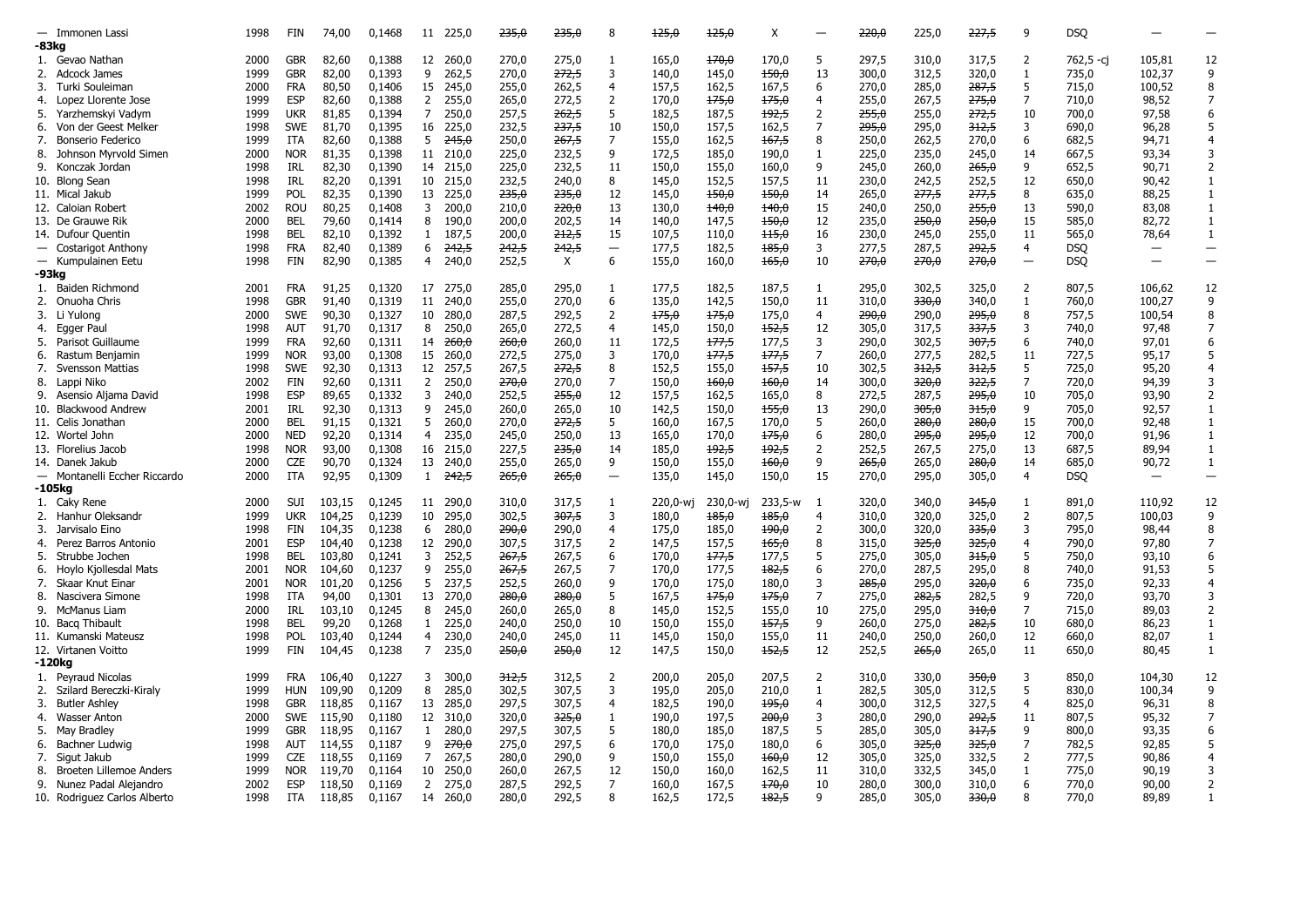| | | | | | | | | | | | | | | | | | | | | |
|---|---|---|---|---|---|---|---|---|---|---|---|---|---|---|---|---|---|---|---|---|
| — Immonen Lassi | 1998 | FIN | 74,00 | 0,1468 | 11 | 225,0 | ~~235,0~~ | ~~235,0~~ | 8 | ~~125,0~~ | ~~125,0~~ | X | — | ~~220,0~~ | 225,0 | ~~227,5~~ | 9 | DSQ | — | — |
| **-83kg** | | | | | | | | | | | | | | | | | | | | |
| 1. Gevao Nathan | 2000 | GBR | 82,60 | 0,1388 | 12 | 260,0 | 270,0 | 275,0 | 1 | 165,0 | ~~170,0~~ | 170,0 | 5 | 297,5 | 310,0 | 317,5 | 2 | 762,5 -cj | 105,81 | 12 |
| 2. Adcock James | 1999 | GBR | 82,00 | 0,1393 | 9 | 262,5 | 270,0 | ~~272,5~~ | 3 | 140,0 | 145,0 | ~~150,0~~ | 13 | 300,0 | 312,5 | 320,0 | 1 | 735,0 | 102,37 | 9 |
| 3. Turki Souleiman | 2000 | FRA | 80,50 | 0,1406 | 15 | 245,0 | 255,0 | 262,5 | 4 | 157,5 | 162,5 | 167,5 | 6 | 270,0 | 285,0 | ~~287,5~~ | 5 | 715,0 | 100,52 | 8 |
| 4. Lopez Llorente Jose | 1999 | ESP | 82,60 | 0,1388 | 2 | 255,0 | 265,0 | 272,5 | 2 | 170,0 | ~~175,0~~ | ~~175,0~~ | 4 | 255,0 | 267,5 | ~~275,0~~ | 7 | 710,0 | 98,52 | 7 |
| 5. Yarzhemskyi Vadym | 1999 | UKR | 81,85 | 0,1394 | 7 | 250,0 | 257,5 | ~~262,5~~ | 5 | 182,5 | 187,5 | ~~192,5~~ | 2 | ~~255,0~~ | 255,0 | ~~272,5~~ | 10 | 700,0 | 97,58 | 6 |
| 6. Von der Geest Melker | 1998 | SWE | 81,70 | 0,1395 | 16 | 225,0 | 232,5 | ~~237,5~~ | 10 | 150,0 | 157,5 | 162,5 | 7 | ~~295,0~~ | 295,0 | ~~312,5~~ | 3 | 690,0 | 96,28 | 5 |
| 7. Bonserio Federico | 1999 | ITA | 82,60 | 0,1388 | 5 | ~~245,0~~ | 250,0 | ~~267,5~~ | 7 | 155,0 | 162,5 | ~~167,5~~ | 8 | 250,0 | 262,5 | 270,0 | 6 | 682,5 | 94,71 | 4 |
| 8. Johnson Myrvold Simen | 2000 | NOR | 81,35 | 0,1398 | 11 | 210,0 | 225,0 | 232,5 | 9 | 172,5 | 185,0 | 190,0 | 1 | 225,0 | 235,0 | 245,0 | 14 | 667,5 | 93,34 | 3 |
| 9. Konczak Jordan | 1998 | IRL | 82,30 | 0,1390 | 14 | 215,0 | 225,0 | 232,5 | 11 | 150,0 | 155,0 | 160,0 | 9 | 245,0 | 260,0 | ~~265,0~~ | 9 | 652,5 | 90,71 | 2 |
| 10. Blong Sean | 1998 | IRL | 82,20 | 0,1391 | 10 | 215,0 | 232,5 | 240,0 | 8 | 145,0 | 152,5 | 157,5 | 11 | 230,0 | 242,5 | 252,5 | 12 | 650,0 | 90,42 | 1 |
| 11. Mical Jakub | 1999 | POL | 82,35 | 0,1390 | 13 | 225,0 | ~~235,0~~ | ~~235,0~~ | 12 | 145,0 | ~~150,0~~ | ~~150,0~~ | 14 | 265,0 | ~~277,5~~ | ~~277,5~~ | 8 | 635,0 | 88,25 | 1 |
| 12. Caloian Robert | 2002 | ROU | 80,25 | 0,1408 | 3 | 200,0 | 210,0 | ~~220,0~~ | 13 | 130,0 | ~~140,0~~ | ~~140,0~~ | 15 | 240,0 | 250,0 | ~~255,0~~ | 13 | 590,0 | 83,08 | 1 |
| 13. De Grauwe Rik | 2000 | BEL | 79,60 | 0,1414 | 8 | 190,0 | 200,0 | 202,5 | 14 | 140,0 | 147,5 | ~~150,0~~ | 12 | 235,0 | ~~250,0~~ | ~~250,0~~ | 15 | 585,0 | 82,72 | 1 |
| 14. Dufour Quentin | 1998 | BEL | 82,10 | 0,1392 | 1 | 187,5 | 200,0 | ~~212,5~~ | 15 | 107,5 | 110,0 | ~~115,0~~ | 16 | 230,0 | 245,0 | 255,0 | 11 | 565,0 | 78,64 | 1 |
| — Costarigot Anthony | 1998 | FRA | 82,40 | 0,1389 | 6 | ~~242,5~~ | ~~242,5~~ | ~~242,5~~ | — | 177,5 | 182,5 | ~~185,0~~ | 3 | 277,5 | 287,5 | ~~292,5~~ | 4 | DSQ | — | — |
| — Kumpulainen Eetu | 1998 | FIN | 82,90 | 0,1385 | 4 | 240,0 | 252,5 | X | 6 | 155,0 | 160,0 | ~~165,0~~ | 10 | ~~270,0~~ | ~~270,0~~ | ~~270,0~~ | — | DSQ | — | — |
| **-93kg** | | | | | | | | | | | | | | | | | | | | |
| 1. Baiden Richmond | 2001 | FRA | 91,25 | 0,1320 | 17 | 275,0 | 285,0 | 295,0 | 1 | 177,5 | 182,5 | 187,5 | 1 | 295,0 | 302,5 | 325,0 | 2 | 807,5 | 106,62 | 12 |
| 2. Onuoha Chris | 1998 | GBR | 91,40 | 0,1319 | 11 | 240,0 | 255,0 | 270,0 | 6 | 135,0 | 142,5 | 150,0 | 11 | 310,0 | ~~330,0~~ | 340,0 | 1 | 760,0 | 100,27 | 9 |
| 3. Li Yulong | 2000 | SWE | 90,30 | 0,1327 | 10 | 280,0 | 287,5 | 292,5 | 2 | ~~175,0~~ | ~~175,0~~ | 175,0 | 4 | ~~290,0~~ | 290,0 | ~~295,0~~ | 8 | 757,5 | 100,54 | 8 |
| 4. Egger Paul | 1998 | AUT | 91,70 | 0,1317 | 8 | 250,0 | 265,0 | 272,5 | 4 | 145,0 | 150,0 | ~~152,5~~ | 12 | 305,0 | 317,5 | ~~337,5~~ | 3 | 740,0 | 97,48 | 7 |
| 5. Parisot Guillaume | 1999 | FRA | 92,60 | 0,1311 | 14 | ~~260,0~~ | ~~260,0~~ | 260,0 | 11 | 172,5 | ~~177,5~~ | 177,5 | 3 | 290,0 | 302,5 | ~~307,5~~ | 6 | 740,0 | 97,01 | 6 |
| 6. Rastum Benjamin | 1999 | NOR | 93,00 | 0,1308 | 15 | 260,0 | 272,5 | 275,0 | 3 | 170,0 | ~~177,5~~ | ~~177,5~~ | 7 | 260,0 | 277,5 | 282,5 | 11 | 727,5 | 95,17 | 5 |
| 7. Svensson Mattias | 1998 | SWE | 92,30 | 0,1313 | 12 | 257,5 | 267,5 | ~~272,5~~ | 8 | 152,5 | 155,0 | ~~157,5~~ | 10 | 302,5 | ~~312,5~~ | ~~312,5~~ | 5 | 725,0 | 95,20 | 4 |
| 8. Lappi Niko | 2002 | FIN | 92,60 | 0,1311 | 2 | 250,0 | ~~270,0~~ | 270,0 | 7 | 150,0 | ~~160,0~~ | ~~160,0~~ | 14 | 300,0 | ~~320,0~~ | ~~322,5~~ | 7 | 720,0 | 94,39 | 3 |
| 9. Asensio Aljama David | 1998 | ESP | 89,65 | 0,1332 | 3 | 240,0 | 252,5 | ~~255,0~~ | 12 | 157,5 | 162,5 | 165,0 | 8 | 272,5 | 287,5 | ~~295,0~~ | 10 | 705,0 | 93,90 | 2 |
| 10. Blackwood Andrew | 2001 | IRL | 92,30 | 0,1313 | 9 | 245,0 | 260,0 | 265,0 | 10 | 142,5 | 150,0 | ~~155,0~~ | 13 | 290,0 | ~~305,0~~ | ~~315,0~~ | 9 | 705,0 | 92,57 | 1 |
| 11. Celis Jonathan | 2000 | BEL | 91,15 | 0,1321 | 5 | 260,0 | 270,0 | ~~272,5~~ | 5 | 160,0 | 167,5 | 170,0 | 5 | 260,0 | ~~280,0~~ | ~~280,0~~ | 15 | 700,0 | 92,48 | 1 |
| 12. Wortel John | 2000 | NED | 92,20 | 0,1314 | 4 | 235,0 | 245,0 | 250,0 | 13 | 165,0 | 170,0 | ~~175,0~~ | 6 | 280,0 | ~~295,0~~ | ~~295,0~~ | 12 | 700,0 | 91,96 | 1 |
| 13. Florelius Jacob | 1998 | NOR | 93,00 | 0,1308 | 16 | 215,0 | 227,5 | ~~235,0~~ | 14 | 185,0 | ~~192,5~~ | ~~192,5~~ | 2 | 252,5 | 267,5 | 275,0 | 13 | 687,5 | 89,94 | 1 |
| 14. Danek Jakub | 2000 | CZE | 90,70 | 0,1324 | 13 | 240,0 | 255,0 | 265,0 | 9 | 150,0 | 155,0 | ~~160,0~~ | 9 | ~~265,0~~ | 265,0 | ~~280,0~~ | 14 | 685,0 | 90,72 | 1 |
| — Montanelli Eccher Riccardo | 2000 | ITA | 92,95 | 0,1309 | 1 | ~~242,5~~ | ~~265,0~~ | ~~265,0~~ | — | 135,0 | 145,0 | 150,0 | 15 | 270,0 | 295,0 | 305,0 | 4 | DSQ | — | — |
| **-105kg** | | | | | | | | | | | | | | | | | | | | |
| 1. Caky Rene | 2000 | SUI | 103,15 | 0,1245 | 11 | 290,0 | 310,0 | 317,5 | 1 | 220,0-wj | 230,0-wj | 233,5-w | 1 | 320,0 | 340,0 | ~~345,0~~ | 1 | 891,0 | 110,92 | 12 |
| 2. Hanhur Oleksandr | 1999 | UKR | 104,25 | 0,1239 | 10 | 295,0 | 302,5 | ~~307,5~~ | 3 | 180,0 | ~~185,0~~ | ~~185,0~~ | 4 | 310,0 | 320,0 | 325,0 | 2 | 807,5 | 100,03 | 9 |
| 3. Jarvisalo Eino | 1998 | FIN | 104,35 | 0,1238 | 6 | 280,0 | ~~290,0~~ | 290,0 | 4 | 175,0 | 185,0 | ~~190,0~~ | 2 | 300,0 | 320,0 | ~~335,0~~ | 3 | 795,0 | 98,44 | 8 |
| 4. Perez Barros Antonio | 2001 | ESP | 104,40 | 0,1238 | 12 | 290,0 | 307,5 | 317,5 | 2 | 147,5 | 157,5 | ~~165,0~~ | 8 | 315,0 | ~~325,0~~ | ~~325,0~~ | 4 | 790,0 | 97,80 | 7 |
| 5. Strubbe Jochen | 1998 | BEL | 103,80 | 0,1241 | 3 | 252,5 | ~~267,5~~ | 267,5 | 6 | 170,0 | ~~177,5~~ | 177,5 | 5 | 275,0 | 305,0 | ~~315,0~~ | 5 | 750,0 | 93,10 | 6 |
| 6. Hoylo Kjollesdal Mats | 2001 | NOR | 104,60 | 0,1237 | 9 | 255,0 | ~~267,5~~ | 267,5 | 7 | 170,0 | 177,5 | ~~182,5~~ | 6 | 270,0 | 287,5 | 295,0 | 8 | 740,0 | 91,53 | 5 |
| 7. Skaar Knut Einar | 2001 | NOR | 101,20 | 0,1256 | 5 | 237,5 | 252,5 | 260,0 | 9 | 170,0 | 175,0 | 180,0 | 3 | ~~285,0~~ | 295,0 | ~~320,0~~ | 6 | 735,0 | 92,33 | 4 |
| 8. Nascivera Simone | 1998 | ITA | 94,00 | 0,1301 | 13 | 270,0 | ~~280,0~~ | ~~280,0~~ | 5 | 167,5 | ~~175,0~~ | 175,0 | 7 | 275,0 | ~~282,5~~ | 282,5 | 9 | 720,0 | 93,70 | 3 |
| 9. McManus Liam | 2000 | IRL | 103,10 | 0,1245 | 8 | 245,0 | 260,0 | 265,0 | 8 | 145,0 | 152,5 | 155,0 | 10 | 275,0 | 295,0 | ~~310,0~~ | 7 | 715,0 | 89,03 | 2 |
| 10. Bacq Thibault | 1998 | BEL | 99,20 | 0,1268 | 1 | 225,0 | 240,0 | 250,0 | 10 | 150,0 | 155,0 | ~~157,5~~ | 9 | 260,0 | 275,0 | ~~282,5~~ | 10 | 680,0 | 86,23 | 1 |
| 11. Kumanski Mateusz | 1998 | POL | 104,30 | 0,1244 | 4 | 230,0 | 240,0 | 245,0 | 11 | 145,0 | 150,0 | 155,0 | 11 | 240,0 | 250,0 | 260,0 | 12 | 660,0 | 82,07 | 1 |
| 12. Virtanen Voitto | 1999 | FIN | 104,45 | 0,1238 | 7 | 235,0 | ~~250,0~~ | ~~250,0~~ | 12 | 147,5 | 150,0 | ~~152,5~~ | 12 | 252,5 | ~~265,0~~ | 265,0 | 11 | 650,0 | 80,45 | 1 |
| **-120kg** | | | | | | | | | | | | | | | | | | | | |
| 1. Peyraud Nicolas | 1999 | FRA | 106,40 | 0,1227 | 3 | 300,0 | ~~312,5~~ | 312,5 | 2 | 200,0 | 205,0 | 207,5 | 2 | 310,0 | 330,0 | ~~350,0~~ | 3 | 850,0 | 104,30 | 12 |
| 2. Szilard Bereczki-Kiraly | 1999 | HUN | 109,90 | 0,1209 | 8 | 285,0 | 302,5 | 307,5 | 3 | 195,0 | 205,0 | 210,0 | 1 | 282,5 | 305,0 | 312,5 | 5 | 830,0 | 100,34 | 9 |
| 3. Butler Ashley | 1998 | GBR | 118,85 | 0,1167 | 13 | 285,0 | 297,5 | 307,5 | 4 | 182,5 | 190,0 | ~~195,0~~ | 4 | 300,0 | 312,5 | 327,5 | 4 | 825,0 | 96,31 | 8 |
| 4. Wasser Anton | 2000 | SWE | 115,90 | 0,1180 | 12 | 310,0 | 320,0 | ~~325,0~~ | 1 | 190,0 | 197,5 | ~~200,0~~ | 3 | 280,0 | 290,0 | ~~292,5~~ | 11 | 807,5 | 95,32 | 7 |
| 5. May Bradley | 1999 | GBR | 118,95 | 0,1167 | 1 | 280,0 | 297,5 | 307,5 | 5 | 180,0 | 185,0 | 187,5 | 5 | 285,0 | 305,0 | ~~317,5~~ | 9 | 800,0 | 93,35 | 6 |
| 6. Bachner Ludwig | 1998 | AUT | 114,55 | 0,1187 | 9 | ~~270,0~~ | 275,0 | 297,5 | 6 | 170,0 | 175,0 | 180,0 | 6 | 305,0 | ~~325,0~~ | ~~325,0~~ | 7 | 782,5 | 92,85 | 5 |
| 7. Sigut Jakub | 1999 | CZE | 118,55 | 0,1169 | 7 | 267,5 | 280,0 | 290,0 | 9 | 150,0 | 155,0 | ~~160,0~~ | 12 | 305,0 | 325,0 | 332,5 | 2 | 777,5 | 90,86 | 4 |
| 8. Broeten Lillemoe Anders | 1999 | NOR | 119,70 | 0,1164 | 10 | 250,0 | 260,0 | 267,5 | 12 | 150,0 | 160,0 | 162,5 | 11 | 310,0 | 332,5 | 345,0 | 1 | 775,0 | 90,19 | 3 |
| 9. Nunez Padal Alejandro | 2002 | ESP | 118,50 | 0,1169 | 2 | 275,0 | 287,5 | 292,5 | 7 | 160,0 | 167,5 | ~~170,0~~ | 10 | 280,0 | 300,0 | 310,0 | 6 | 770,0 | 90,00 | 2 |
| 10. Rodriguez Carlos Alberto | 1998 | ITA | 118,85 | 0,1167 | 14 | 260,0 | 280,0 | 292,5 | 8 | 162,5 | 172,5 | ~~182,5~~ | 9 | 285,0 | 305,0 | ~~330,0~~ | 8 | 770,0 | 89,89 | 1 |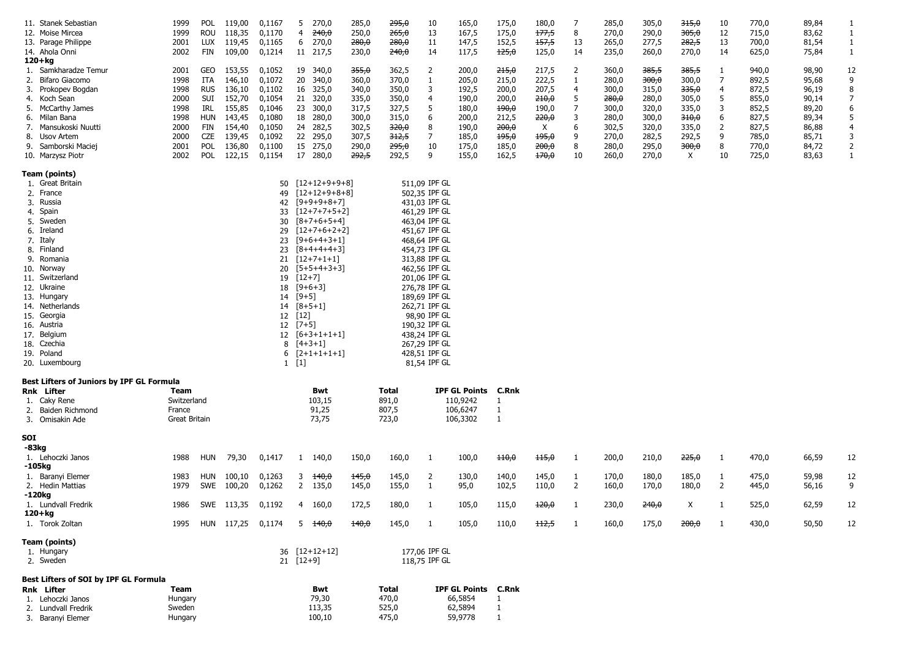| | | | | | | | | | | | | | | | | | | | | |
|---|---|---|---|---|---|---|---|---|---|---|---|---|---|---|---|---|---|---|---|---|
| 11. Stanek Sebastian | 1999 | POL | 119,00 | 0,1167 | 5 | 270,0 | 285,0 | ~~295,0~~ | 10 | 165,0 | 175,0 | 180,0 | 7 | 285,0 | 305,0 | ~~315,0~~ | 10 | 770,0 | 89,84 | 1 |
| 12. Moise Mircea | 1999 | ROU | 118,35 | 0,1170 | 4 | ~~240,0~~ | 250,0 | ~~265,0~~ | 13 | 167,5 | 175,0 | ~~177,5~~ | 8 | 270,0 | 290,0 | ~~305,0~~ | 12 | 715,0 | 83,62 | 1 |
| 13. Parage Philippe | 2001 | LUX | 119,45 | 0,1165 | 6 | 270,0 | ~~280,0~~ | ~~280,0~~ | 11 | 147,5 | 152,5 | ~~157,5~~ | 13 | 265,0 | 277,5 | ~~282,5~~ | 13 | 700,0 | 81,54 | 1 |
| 14. Ahola Onni | 2002 | FIN | 109,00 | 0,1214 | 11 | 217,5 | 230,0 | ~~240,0~~ | 14 | 117,5 | ~~125,0~~ | 125,0 | 14 | 235,0 | 260,0 | 270,0 | 14 | 625,0 | 75,84 | 1 |
| **120+kg** | | | | | | | | | | | | | | | | | | | | |
| 1. Samkharadze Temur | 2001 | GEO | 153,55 | 0,1052 | 19 | 340,0 | ~~355,0~~ | 362,5 | 2 | 200,0 | ~~215,0~~ | 217,5 | 2 | 360,0 | ~~385,5~~ | 385,5 | 1 | 940,0 | 98,90 | 12 |
| 2. Bifaro Giacomo | 1998 | ITA | 146,10 | 0,1072 | 20 | 340,0 | 360,0 | 370,0 | 1 | 205,0 | 215,0 | 222,5 | 1 | 280,0 | ~~300,0~~ | 300,0 | 7 | 892,5 | 95,68 | 9 |
| 3. Prokopev Bogdan | 1998 | RUS | 136,10 | 0,1102 | 16 | 325,0 | 340,0 | 350,0 | 3 | 192,5 | 200,0 | 207,5 | 4 | 300,0 | 315,0 | ~~335,0~~ | 4 | 872,5 | 96,19 | 8 |
| 4. Koch Sean | 2000 | SUI | 152,70 | 0,1054 | 21 | 320,0 | 335,0 | 350,0 | 4 | 190,0 | 200,0 | ~~210,0~~ | 5 | ~~280,0~~ | 280,0 | 305,0 | 5 | 855,0 | 90,14 | 7 |
| 5. McCarthy James | 1998 | IRL | 155,85 | 0,1046 | 23 | 300,0 | 317,5 | 327,5 | 5 | 180,0 | ~~190,0~~ | 190,0 | 7 | 300,0 | 320,0 | 335,0 | 3 | 852,5 | 89,20 | 6 |
| 6. Milan Bana | 1998 | HUN | 143,45 | 0,1080 | 18 | 280,0 | 300,0 | 315,0 | 6 | 200,0 | 212,5 | ~~220,0~~ | 3 | 280,0 | 300,0 | ~~310,0~~ | 6 | 827,5 | 89,34 | 5 |
| 7. Mansukoski Nuutti | 2000 | FIN | 154,40 | 0,1050 | 24 | 282,5 | 302,5 | ~~320,0~~ | 8 | 190,0 | ~~200,0~~ | X | 6 | 302,5 | 320,0 | 335,0 | 2 | 827,5 | 86,88 | 4 |
| 8. Usov Artem | 2000 | CZE | 139,45 | 0,1092 | 22 | 295,0 | 307,5 | ~~312,5~~ | 7 | 185,0 | ~~195,0~~ | ~~195,0~~ | 9 | 270,0 | 282,5 | 292,5 | 9 | 785,0 | 85,71 | 3 |
| 9. Samborski Maciej | 2001 | POL | 136,80 | 0,1100 | 15 | 275,0 | 290,0 | ~~295,0~~ | 10 | 175,0 | 185,0 | ~~200,0~~ | 8 | 280,0 | 295,0 | ~~300,0~~ | 8 | 770,0 | 84,72 | 2 |
| 10. Marzysz Piotr | 2002 | POL | 122,15 | 0,1154 | 17 | 280,0 | ~~292,5~~ | 292,5 | 9 | 155,0 | 162,5 | ~~170,0~~ | 10 | 260,0 | 270,0 | X | 10 | 725,0 | 83,63 | 1 |

**Team (points)**

| | | | |
|---|---|---|---|
| 1. Great Britain | 50 | [12+12+9+9+8] | 511,09 IPF GL |
| 2. France | 49 | [12+12+9+8+8] | 502,35 IPF GL |
| 3. Russia | 42 | [9+9+9+8+7] | 431,03 IPF GL |
| 4. Spain | 33 | [12+7+7+5+2] | 461,29 IPF GL |
| 5. Sweden | 30 | [8+7+6+5+4] | 463,04 IPF GL |
| 6. Ireland | 29 | [12+7+6+2+2] | 451,67 IPF GL |
| 7. Italy | 23 | [9+6+4+3+1] | 468,64 IPF GL |
| 8. Finland | 23 | [8+4+4+4+3] | 454,73 IPF GL |
| 9. Romania | 21 | [12+7+1+1] | 313,88 IPF GL |
| 10. Norway | 20 | [5+5+4+3+3] | 462,56 IPF GL |
| 11. Switzerland | 19 | [12+7] | 201,06 IPF GL |
| 12. Ukraine | 18 | [9+6+3] | 276,78 IPF GL |
| 13. Hungary | 14 | [9+5] | 189,69 IPF GL |
| 14. Netherlands | 14 | [8+5+1] | 262,71 IPF GL |
| 15. Georgia | 12 | [12] | 98,90 IPF GL |
| 16. Austria | 12 | [7+5] | 190,32 IPF GL |
| 17. Belgium | 12 | [6+3+1+1+1] | 438,24 IPF GL |
| 18. Czechia | 8 | [4+3+1] | 267,29 IPF GL |
| 19. Poland | 6 | [2+1+1+1+1] | 428,51 IPF GL |
| 20. Luxembourg | 1 | [1] | 81,54 IPF GL |

**Best Lifters of Juniors by IPF GL Formula**

| Rnk Lifter | Team | Bwt | Total | IPF GL Points | C.Rnk |
|---|---|---|---|---|---|
| 1. Caky Rene | Switzerland | 103,15 | 891,0 | 110,9242 | 1 |
| 2. Baiden Richmond | France | 91,25 | 807,5 | 106,6247 | 1 |
| 3. Omisakin Ade | Great Britain | 73,75 | 723,0 | 106,3302 | 1 |

## SOI

| | | | | | | | | | | | | | | | | | | | | |
|---|---|---|---|---|---|---|---|---|---|---|---|---|---|---|---|---|---|---|---|---|
| **-83kg** | | | | | | | | | | | | | | | | | | | | |
| 1. Lehoczki Janos | 1988 | HUN | 79,30 | 0,1417 | 1 | 140,0 | 150,0 | 160,0 | 1 | 100,0 | ~~110,0~~ | ~~115,0~~ | 1 | 200,0 | 210,0 | ~~225,0~~ | 1 | 470,0 | 66,59 | 12 |
| **-105kg** | | | | | | | | | | | | | | | | | | | | |
| 1. Baranyi Elemer | 1983 | HUN | 100,10 | 0,1263 | 3 | ~~140,0~~ | ~~145,0~~ | 145,0 | 2 | 130,0 | 140,0 | 145,0 | 1 | 170,0 | 180,0 | 185,0 | 1 | 475,0 | 59,98 | 12 |
| 2. Hedin Mattias | 1979 | SWE | 100,20 | 0,1262 | 2 | 135,0 | 145,0 | 155,0 | 1 | 95,0 | 102,5 | 110,0 | 2 | 160,0 | 170,0 | 180,0 | 2 | 445,0 | 56,16 | 9 |
| **-120kg** | | | | | | | | | | | | | | | | | | | | |
| 1. Lundvall Fredrik | 1986 | SWE | 113,35 | 0,1192 | 4 | 160,0 | 172,5 | 180,0 | 1 | 105,0 | 115,0 | ~~120,0~~ | 1 | 230,0 | ~~240,0~~ | X | 1 | 525,0 | 62,59 | 12 |
| **120+kg** | | | | | | | | | | | | | | | | | | | | |
| 1. Torok Zoltan | 1995 | HUN | 117,25 | 0,1174 | 5 | ~~140,0~~ | ~~140,0~~ | 145,0 | 1 | 105,0 | 110,0 | ~~112,5~~ | 1 | 160,0 | 175,0 | ~~200,0~~ | 1 | 430,0 | 50,50 | 12 |

**Team (points)**

| | | | |
|---|---|---|---|
| 1. Hungary | 36 | [12+12+12] | 177,06 IPF GL |
| 2. Sweden | 21 | [12+9] | 118,75 IPF GL |

**Best Lifters of SOI by IPF GL Formula**

| Rnk Lifter | Team | Bwt | Total | IPF GL Points | C.Rnk |
|---|---|---|---|---|---|
| 1. Lehoczki Janos | Hungary | 79,30 | 470,0 | 66,5854 | 1 |
| 2. Lundvall Fredrik | Sweden | 113,35 | 525,0 | 62,5894 | 1 |
| 3. Baranyi Elemer | Hungary | 100,10 | 475,0 | 59,9778 | 1 |